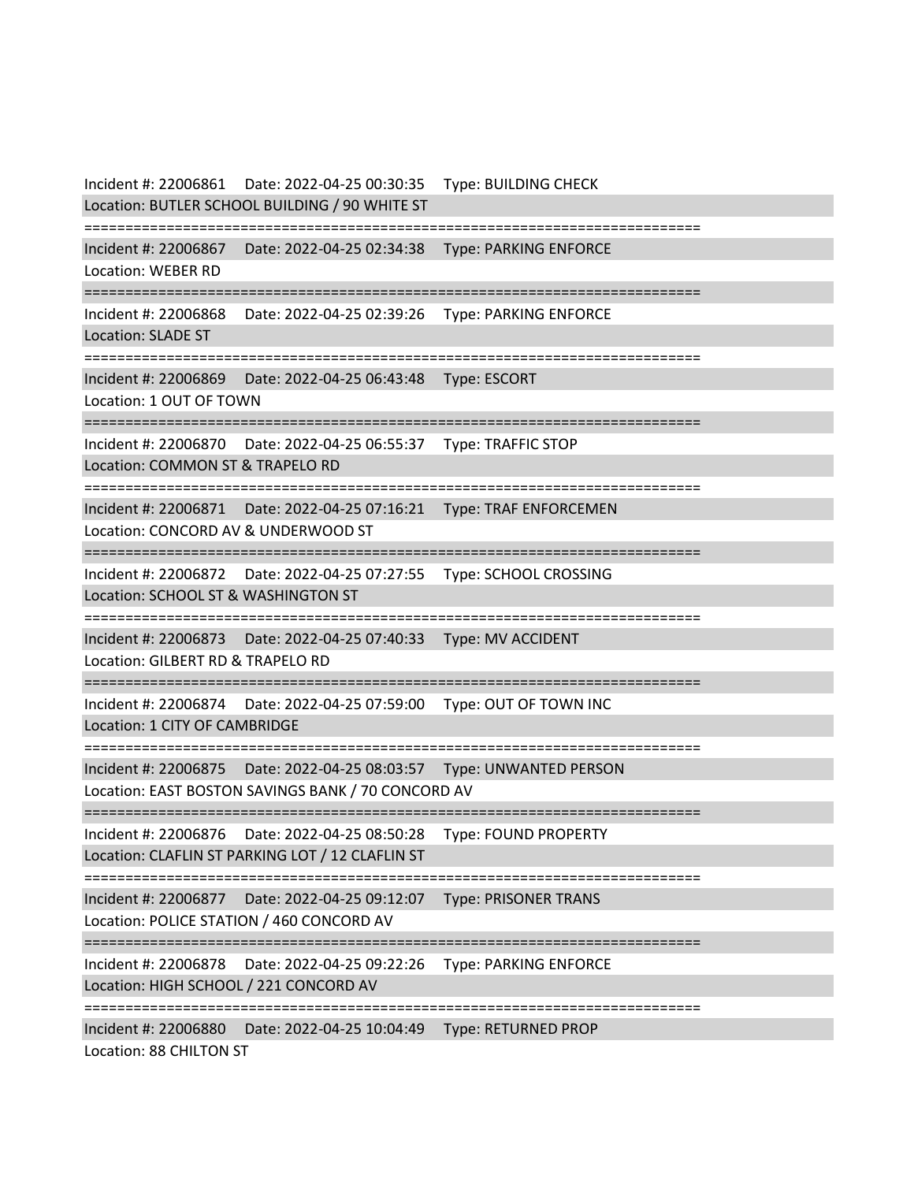Incident #: 22006861 Date: 2022-04-25 00:30:35 Type: BUILDING CHECK
Location: BUTLER SCHOOL BUILDING / 90 WHITE ST

===========================================================================

Incident #: 22006867 Date: 2022-04-25 02:34:38 Type: PARKING ENFORCE
Location: WEBER RD

===========================================================================

Incident #: 22006868 Date: 2022-04-25 02:39:26 Type: PARKING ENFORCE
Location: SLADE ST

===========================================================================

Incident #: 22006869 Date: 2022-04-25 06:43:48 Type: ESCORT
Location: 1 OUT OF TOWN

===========================================================================

Incident #: 22006870 Date: 2022-04-25 06:55:37 Type: TRAFFIC STOP
Location: COMMON ST & TRAPELO RD

===========================================================================

Incident #: 22006871 Date: 2022-04-25 07:16:21 Type: TRAF ENFORCEMEN
Location: CONCORD AV & UNDERWOOD ST

===========================================================================

Incident #: 22006872 Date: 2022-04-25 07:27:55 Type: SCHOOL CROSSING
Location: SCHOOL ST & WASHINGTON ST

===========================================================================

Incident #: 22006873 Date: 2022-04-25 07:40:33 Type: MV ACCIDENT
Location: GILBERT RD & TRAPELO RD

===========================================================================

Incident #: 22006874 Date: 2022-04-25 07:59:00 Type: OUT OF TOWN INC
Location: 1 CITY OF CAMBRIDGE

===========================================================================

Incident #: 22006875 Date: 2022-04-25 08:03:57 Type: UNWANTED PERSON
Location: EAST BOSTON SAVINGS BANK / 70 CONCORD AV

===========================================================================

Incident #: 22006876 Date: 2022-04-25 08:50:28 Type: FOUND PROPERTY
Location: CLAFLIN ST PARKING LOT / 12 CLAFLIN ST

===========================================================================

Incident #: 22006877 Date: 2022-04-25 09:12:07 Type: PRISONER TRANS
Location: POLICE STATION / 460 CONCORD AV

===========================================================================

Incident #: 22006878 Date: 2022-04-25 09:22:26 Type: PARKING ENFORCE
Location: HIGH SCHOOL / 221 CONCORD AV

===========================================================================

Incident #: 22006880 Date: 2022-04-25 10:04:49 Type: RETURNED PROP
Location: 88 CHILTON ST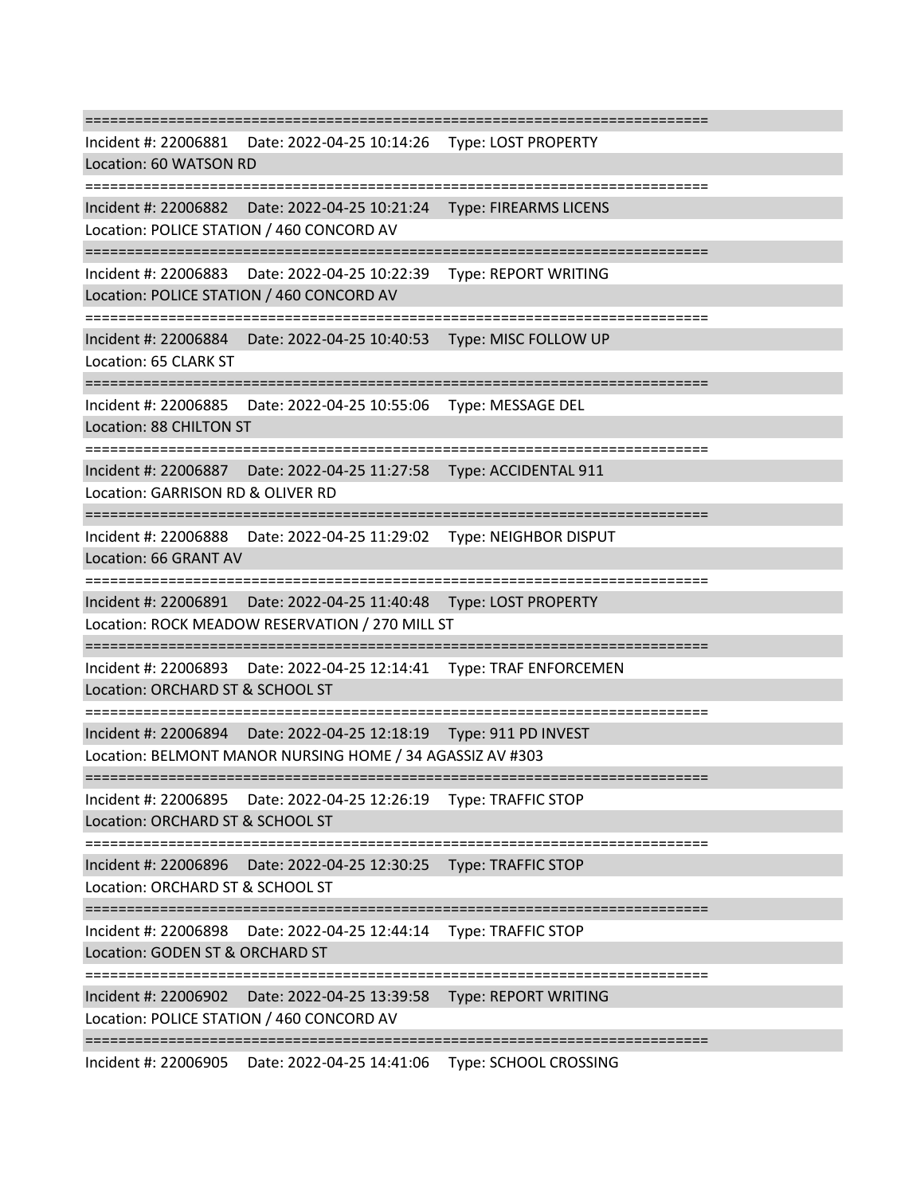===========================================================================

Incident #: 22006881 Date: 2022-04-25 10:14:26 Type: LOST PROPERTY
Location: 60 WATSON RD

===========================================================================

Incident #: 22006882 Date: 2022-04-25 10:21:24 Type: FIREARMS LICENS
Location: POLICE STATION / 460 CONCORD AV

===========================================================================

Incident #: 22006883 Date: 2022-04-25 10:22:39 Type: REPORT WRITING
Location: POLICE STATION / 460 CONCORD AV

===========================================================================

Incident #: 22006884 Date: 2022-04-25 10:40:53 Type: MISC FOLLOW UP
Location: 65 CLARK ST

===========================================================================

Incident #: 22006885 Date: 2022-04-25 10:55:06 Type: MESSAGE DEL
Location: 88 CHILTON ST

===========================================================================

Incident #: 22006887 Date: 2022-04-25 11:27:58 Type: ACCIDENTAL 911
Location: GARRISON RD & OLIVER RD

===========================================================================

Incident #: 22006888 Date: 2022-04-25 11:29:02 Type: NEIGHBOR DISPUT
Location: 66 GRANT AV

===========================================================================

Incident #: 22006891 Date: 2022-04-25 11:40:48 Type: LOST PROPERTY
Location: ROCK MEADOW RESERVATION / 270 MILL ST

===========================================================================

Incident #: 22006893 Date: 2022-04-25 12:14:41 Type: TRAF ENFORCEMEN
Location: ORCHARD ST & SCHOOL ST

===========================================================================

Incident #: 22006894 Date: 2022-04-25 12:18:19 Type: 911 PD INVEST
Location: BELMONT MANOR NURSING HOME / 34 AGASSIZ AV #303

===========================================================================

Incident #: 22006895 Date: 2022-04-25 12:26:19 Type: TRAFFIC STOP
Location: ORCHARD ST & SCHOOL ST

===========================================================================

Incident #: 22006896 Date: 2022-04-25 12:30:25 Type: TRAFFIC STOP
Location: ORCHARD ST & SCHOOL ST

===========================================================================

Incident #: 22006898 Date: 2022-04-25 12:44:14 Type: TRAFFIC STOP
Location: GODEN ST & ORCHARD ST

===========================================================================

Incident #: 22006902 Date: 2022-04-25 13:39:58 Type: REPORT WRITING
Location: POLICE STATION / 460 CONCORD AV

===========================================================================

Incident #: 22006905 Date: 2022-04-25 14:41:06 Type: SCHOOL CROSSING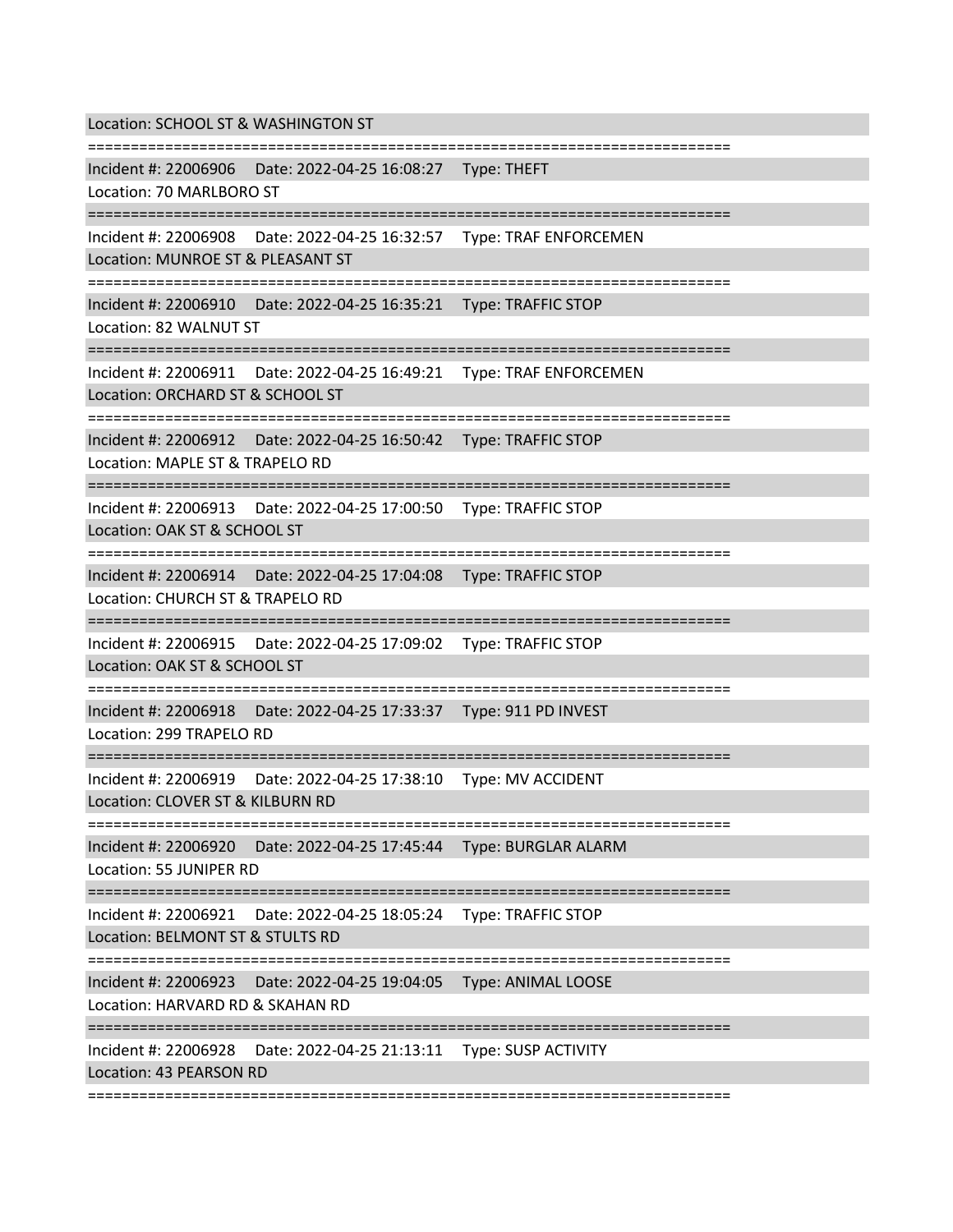Location: SCHOOL ST & WASHINGTON ST

===========================================================================

Incident #: 22006906    Date: 2022-04-25 16:08:27    Type: THEFT

Location: 70 MARLBORO ST

===========================================================================

Incident #: 22006908    Date: 2022-04-25 16:32:57    Type: TRAF ENFORCEMEN

Location: MUNROE ST & PLEASANT ST

===========================================================================

Incident #: 22006910    Date: 2022-04-25 16:35:21    Type: TRAFFIC STOP

Location: 82 WALNUT ST

===========================================================================

Incident #: 22006911    Date: 2022-04-25 16:49:21    Type: TRAF ENFORCEMEN

Location: ORCHARD ST & SCHOOL ST

===========================================================================

Incident #: 22006912    Date: 2022-04-25 16:50:42    Type: TRAFFIC STOP

Location: MAPLE ST & TRAPELO RD

===========================================================================

Incident #: 22006913    Date: 2022-04-25 17:00:50    Type: TRAFFIC STOP

Location: OAK ST & SCHOOL ST

===========================================================================

Incident #: 22006914    Date: 2022-04-25 17:04:08    Type: TRAFFIC STOP

Location: CHURCH ST & TRAPELO RD

===========================================================================

Incident #: 22006915    Date: 2022-04-25 17:09:02    Type: TRAFFIC STOP

Location: OAK ST & SCHOOL ST

===========================================================================

Incident #: 22006918    Date: 2022-04-25 17:33:37    Type: 911 PD INVEST

Location: 299 TRAPELO RD

===========================================================================

Incident #: 22006919    Date: 2022-04-25 17:38:10    Type: MV ACCIDENT

Location: CLOVER ST & KILBURN RD

===========================================================================

Incident #: 22006920    Date: 2022-04-25 17:45:44    Type: BURGLAR ALARM

Location: 55 JUNIPER RD

===========================================================================

Incident #: 22006921    Date: 2022-04-25 18:05:24    Type: TRAFFIC STOP

Location: BELMONT ST & STULTS RD

===========================================================================

Incident #: 22006923    Date: 2022-04-25 19:04:05    Type: ANIMAL LOOSE

Location: HARVARD RD & SKAHAN RD

===========================================================================

Incident #: 22006928    Date: 2022-04-25 21:13:11    Type: SUSP ACTIVITY

Location: 43 PEARSON RD

===========================================================================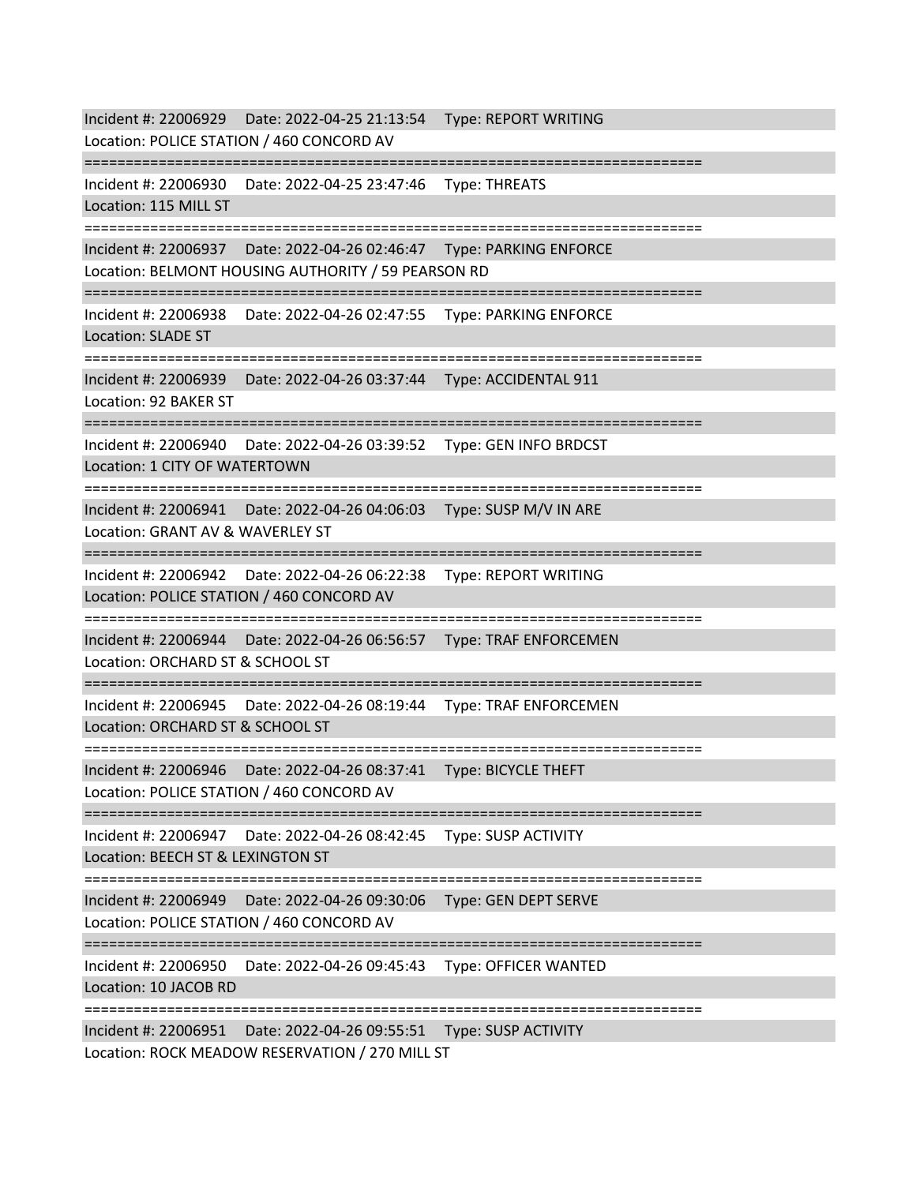Incident #: 22006929 Date: 2022-04-25 21:13:54 Type: REPORT WRITING
Location: POLICE STATION / 460 CONCORD AV

===========================================================================

Incident #: 22006930 Date: 2022-04-25 23:47:46 Type: THREATS
Location: 115 MILL ST

===========================================================================

Incident #: 22006937 Date: 2022-04-26 02:46:47 Type: PARKING ENFORCE
Location: BELMONT HOUSING AUTHORITY / 59 PEARSON RD

===========================================================================

Incident #: 22006938 Date: 2022-04-26 02:47:55 Type: PARKING ENFORCE
Location: SLADE ST

===========================================================================

Incident #: 22006939 Date: 2022-04-26 03:37:44 Type: ACCIDENTAL 911
Location: 92 BAKER ST

===========================================================================

Incident #: 22006940 Date: 2022-04-26 03:39:52 Type: GEN INFO BRDCST
Location: 1 CITY OF WATERTOWN

===========================================================================

Incident #: 22006941 Date: 2022-04-26 04:06:03 Type: SUSP M/V IN ARE
Location: GRANT AV & WAVERLEY ST

===========================================================================

Incident #: 22006942 Date: 2022-04-26 06:22:38 Type: REPORT WRITING
Location: POLICE STATION / 460 CONCORD AV

===========================================================================

Incident #: 22006944 Date: 2022-04-26 06:56:57 Type: TRAF ENFORCEMEN
Location: ORCHARD ST & SCHOOL ST

===========================================================================

Incident #: 22006945 Date: 2022-04-26 08:19:44 Type: TRAF ENFORCEMEN
Location: ORCHARD ST & SCHOOL ST

===========================================================================

Incident #: 22006946 Date: 2022-04-26 08:37:41 Type: BICYCLE THEFT
Location: POLICE STATION / 460 CONCORD AV

===========================================================================

Incident #: 22006947 Date: 2022-04-26 08:42:45 Type: SUSP ACTIVITY
Location: BEECH ST & LEXINGTON ST

===========================================================================

Incident #: 22006949 Date: 2022-04-26 09:30:06 Type: GEN DEPT SERVE
Location: POLICE STATION / 460 CONCORD AV

===========================================================================

Incident #: 22006950 Date: 2022-04-26 09:45:43 Type: OFFICER WANTED
Location: 10 JACOB RD

===========================================================================

Incident #: 22006951 Date: 2022-04-26 09:55:51 Type: SUSP ACTIVITY
Location: ROCK MEADOW RESERVATION / 270 MILL ST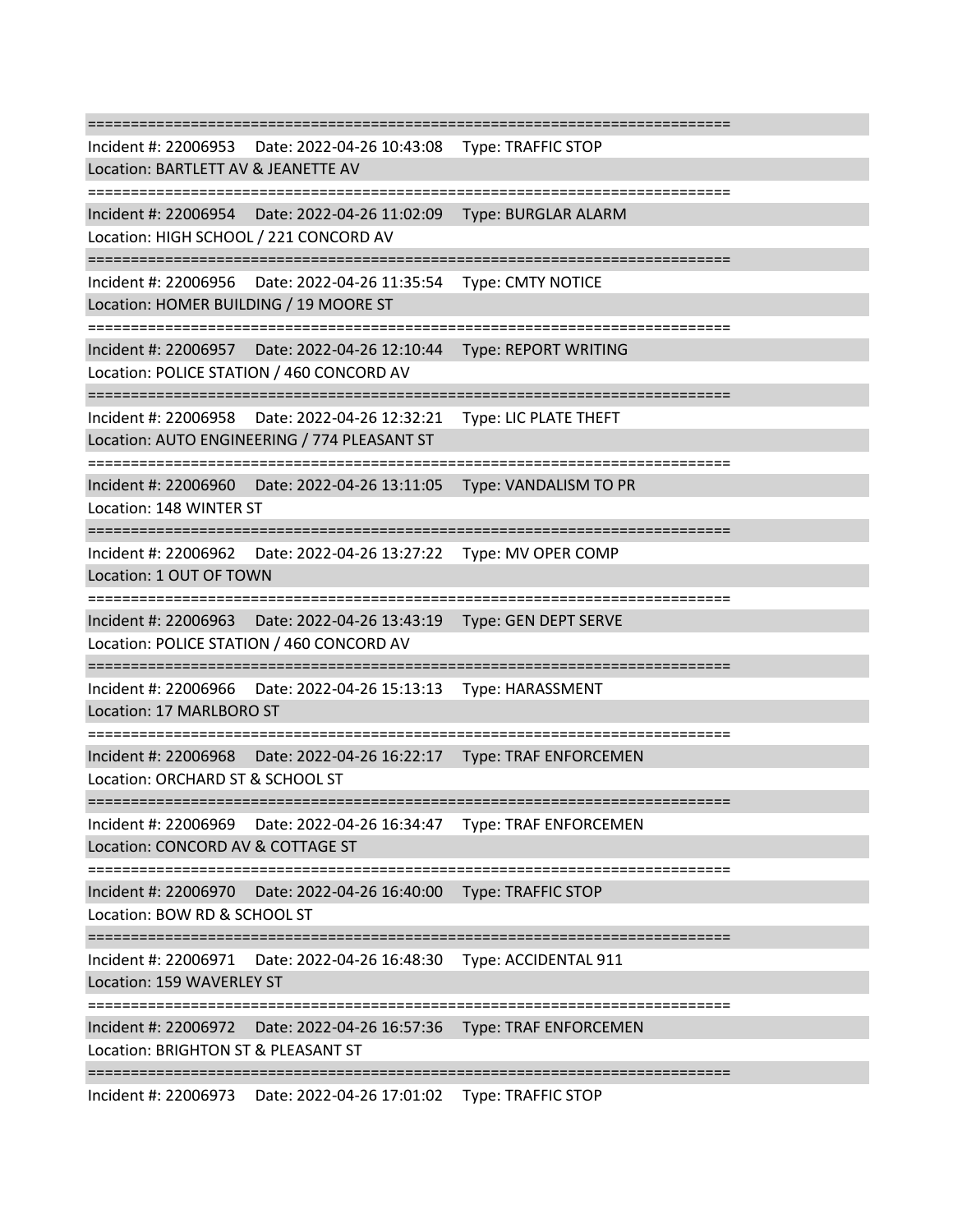===========================================================================

Incident #: 22006953    Date: 2022-04-26 10:43:08    Type: TRAFFIC STOP

Location: BARTLETT AV & JEANETTE AV

===========================================================================

Incident #: 22006954    Date: 2022-04-26 11:02:09    Type: BURGLAR ALARM

Location: HIGH SCHOOL / 221 CONCORD AV

===========================================================================

Incident #: 22006956    Date: 2022-04-26 11:35:54    Type: CMTY NOTICE

Location: HOMER BUILDING / 19 MOORE ST

===========================================================================

Incident #: 22006957    Date: 2022-04-26 12:10:44    Type: REPORT WRITING

Location: POLICE STATION / 460 CONCORD AV

===========================================================================

Incident #: 22006958    Date: 2022-04-26 12:32:21    Type: LIC PLATE THEFT

Location: AUTO ENGINEERING / 774 PLEASANT ST

===========================================================================

Incident #: 22006960    Date: 2022-04-26 13:11:05    Type: VANDALISM TO PR

Location: 148 WINTER ST

===========================================================================

Incident #: 22006962    Date: 2022-04-26 13:27:22    Type: MV OPER COMP

Location: 1 OUT OF TOWN

===========================================================================

Incident #: 22006963    Date: 2022-04-26 13:43:19    Type: GEN DEPT SERVE

Location: POLICE STATION / 460 CONCORD AV

===========================================================================

Incident #: 22006966    Date: 2022-04-26 15:13:13    Type: HARASSMENT

Location: 17 MARLBORO ST

===========================================================================

Incident #: 22006968    Date: 2022-04-26 16:22:17    Type: TRAF ENFORCEMEN

Location: ORCHARD ST & SCHOOL ST

===========================================================================

Incident #: 22006969    Date: 2022-04-26 16:34:47    Type: TRAF ENFORCEMEN

Location: CONCORD AV & COTTAGE ST

===========================================================================

Incident #: 22006970    Date: 2022-04-26 16:40:00    Type: TRAFFIC STOP

Location: BOW RD & SCHOOL ST

===========================================================================

Incident #: 22006971    Date: 2022-04-26 16:48:30    Type: ACCIDENTAL 911

Location: 159 WAVERLEY ST

===========================================================================

Incident #: 22006972    Date: 2022-04-26 16:57:36    Type: TRAF ENFORCEMEN

Location: BRIGHTON ST & PLEASANT ST

===========================================================================

Incident #: 22006973    Date: 2022-04-26 17:01:02    Type: TRAFFIC STOP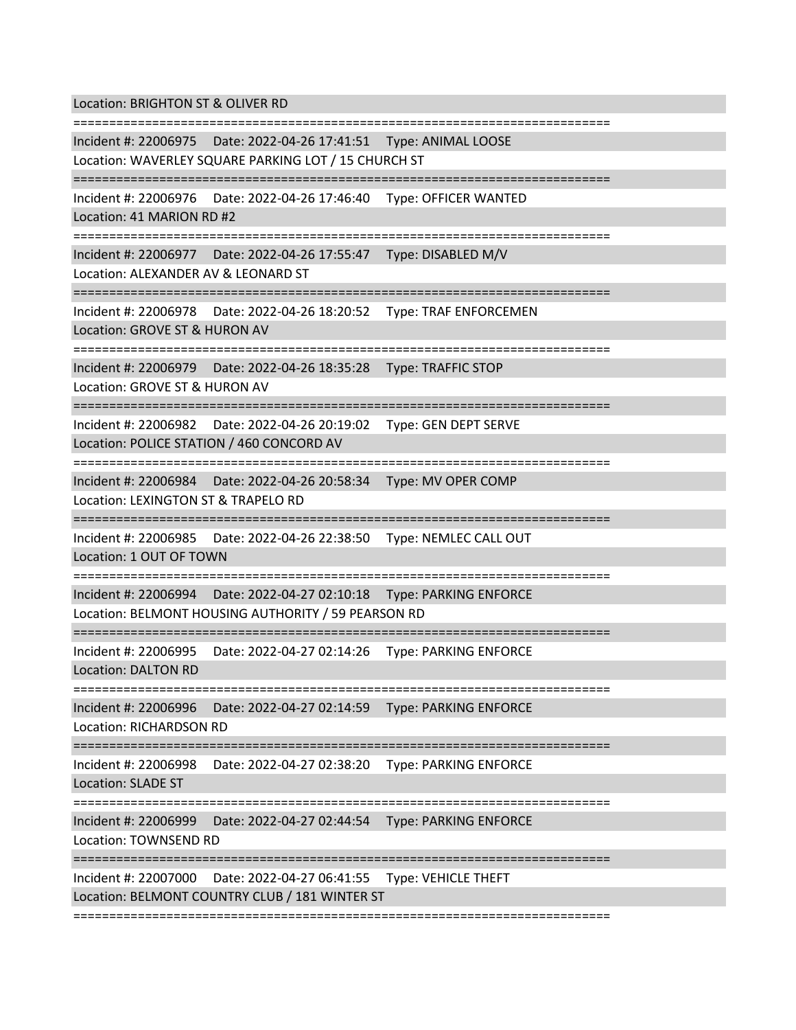Location: BRIGHTON ST & OLIVER RD

===========================================================================

Incident #: 22006975 Date: 2022-04-26 17:41:51 Type: ANIMAL LOOSE

Location: WAVERLEY SQUARE PARKING LOT / 15 CHURCH ST

===========================================================================

Incident #: 22006976 Date: 2022-04-26 17:46:40 Type: OFFICER WANTED

Location: 41 MARION RD #2

===========================================================================

Incident #: 22006977 Date: 2022-04-26 17:55:47 Type: DISABLED M/V

Location: ALEXANDER AV & LEONARD ST

===========================================================================

Incident #: 22006978 Date: 2022-04-26 18:20:52 Type: TRAF ENFORCEMEN

Location: GROVE ST & HURON AV

===========================================================================

Incident #: 22006979 Date: 2022-04-26 18:35:28 Type: TRAFFIC STOP

Location: GROVE ST & HURON AV

===========================================================================

Incident #: 22006982 Date: 2022-04-26 20:19:02 Type: GEN DEPT SERVE

Location: POLICE STATION / 460 CONCORD AV

===========================================================================

Incident #: 22006984 Date: 2022-04-26 20:58:34 Type: MV OPER COMP

Location: LEXINGTON ST & TRAPELO RD

===========================================================================

Incident #: 22006985 Date: 2022-04-26 22:38:50 Type: NEMLEC CALL OUT

Location: 1 OUT OF TOWN

===========================================================================

Incident #: 22006994 Date: 2022-04-27 02:10:18 Type: PARKING ENFORCE

Location: BELMONT HOUSING AUTHORITY / 59 PEARSON RD

===========================================================================

Incident #: 22006995 Date: 2022-04-27 02:14:26 Type: PARKING ENFORCE

Location: DALTON RD

===========================================================================

Incident #: 22006996 Date: 2022-04-27 02:14:59 Type: PARKING ENFORCE

Location: RICHARDSON RD

===========================================================================

Incident #: 22006998 Date: 2022-04-27 02:38:20 Type: PARKING ENFORCE

Location: SLADE ST

===========================================================================

Incident #: 22006999 Date: 2022-04-27 02:44:54 Type: PARKING ENFORCE

Location: TOWNSEND RD

===========================================================================

Incident #: 22007000 Date: 2022-04-27 06:41:55 Type: VEHICLE THEFT

Location: BELMONT COUNTRY CLUB / 181 WINTER ST

===========================================================================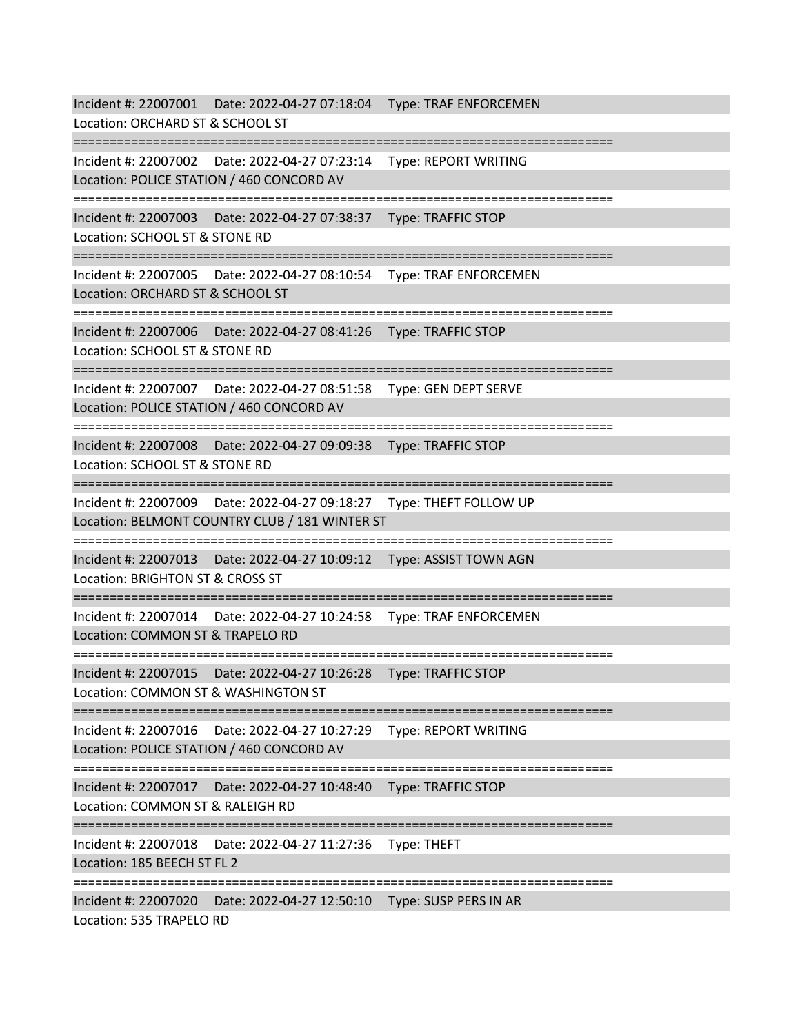Incident #: 22007001 Date: 2022-04-27 07:18:04 Type: TRAF ENFORCEMEN
Location: ORCHARD ST & SCHOOL ST

===========================================================================

Incident #: 22007002 Date: 2022-04-27 07:23:14 Type: REPORT WRITING
Location: POLICE STATION / 460 CONCORD AV

===========================================================================

Incident #: 22007003 Date: 2022-04-27 07:38:37 Type: TRAFFIC STOP
Location: SCHOOL ST & STONE RD

===========================================================================

Incident #: 22007005 Date: 2022-04-27 08:10:54 Type: TRAF ENFORCEMEN
Location: ORCHARD ST & SCHOOL ST

===========================================================================

Incident #: 22007006 Date: 2022-04-27 08:41:26 Type: TRAFFIC STOP
Location: SCHOOL ST & STONE RD

===========================================================================

Incident #: 22007007 Date: 2022-04-27 08:51:58 Type: GEN DEPT SERVE
Location: POLICE STATION / 460 CONCORD AV

===========================================================================

Incident #: 22007008 Date: 2022-04-27 09:09:38 Type: TRAFFIC STOP
Location: SCHOOL ST & STONE RD

===========================================================================

Incident #: 22007009 Date: 2022-04-27 09:18:27 Type: THEFT FOLLOW UP
Location: BELMONT COUNTRY CLUB / 181 WINTER ST

===========================================================================

Incident #: 22007013 Date: 2022-04-27 10:09:12 Type: ASSIST TOWN AGN
Location: BRIGHTON ST & CROSS ST

===========================================================================

Incident #: 22007014 Date: 2022-04-27 10:24:58 Type: TRAF ENFORCEMEN
Location: COMMON ST & TRAPELO RD

===========================================================================

Incident #: 22007015 Date: 2022-04-27 10:26:28 Type: TRAFFIC STOP
Location: COMMON ST & WASHINGTON ST

===========================================================================

Incident #: 22007016 Date: 2022-04-27 10:27:29 Type: REPORT WRITING
Location: POLICE STATION / 460 CONCORD AV

===========================================================================

Incident #: 22007017 Date: 2022-04-27 10:48:40 Type: TRAFFIC STOP
Location: COMMON ST & RALEIGH RD

===========================================================================

Incident #: 22007018 Date: 2022-04-27 11:27:36 Type: THEFT
Location: 185 BEECH ST FL 2

===========================================================================

Incident #: 22007020 Date: 2022-04-27 12:50:10 Type: SUSP PERS IN AR
Location: 535 TRAPELO RD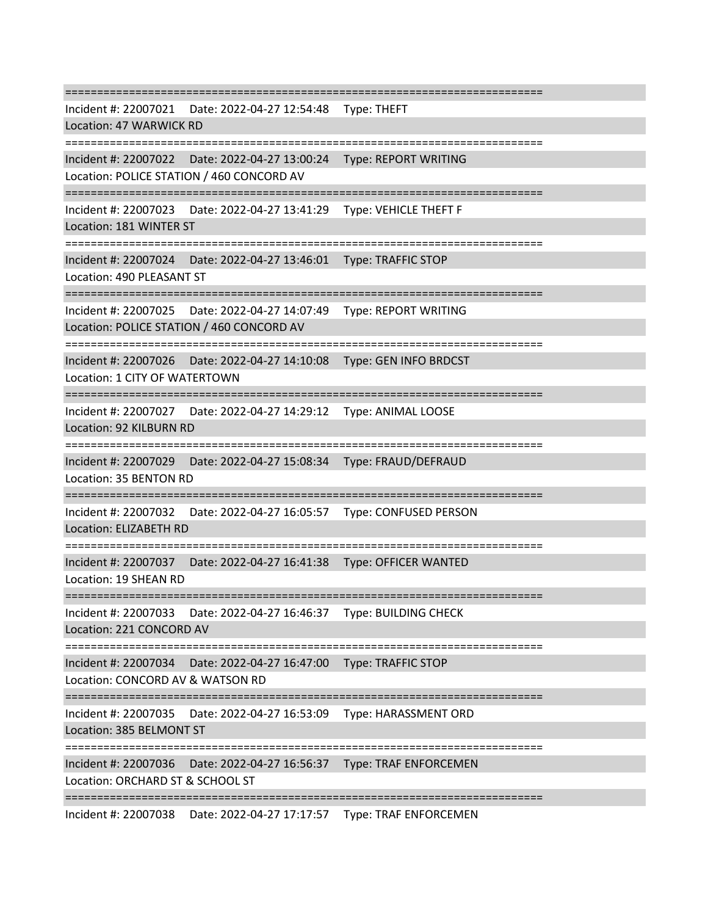===========================================================================

Incident #: 22007021    Date: 2022-04-27 12:54:48    Type: THEFT

Location: 47 WARWICK RD

===========================================================================

Incident #: 22007022    Date: 2022-04-27 13:00:24    Type: REPORT WRITING

Location: POLICE STATION / 460 CONCORD AV

===========================================================================

Incident #: 22007023    Date: 2022-04-27 13:41:29    Type: VEHICLE THEFT F

Location: 181 WINTER ST

===========================================================================

Incident #: 22007024    Date: 2022-04-27 13:46:01    Type: TRAFFIC STOP

Location: 490 PLEASANT ST

===========================================================================

Incident #: 22007025    Date: 2022-04-27 14:07:49    Type: REPORT WRITING

Location: POLICE STATION / 460 CONCORD AV

===========================================================================

Incident #: 22007026    Date: 2022-04-27 14:10:08    Type: GEN INFO BRDCST

Location: 1 CITY OF WATERTOWN

===========================================================================

Incident #: 22007027    Date: 2022-04-27 14:29:12    Type: ANIMAL LOOSE

Location: 92 KILBURN RD

===========================================================================

Incident #: 22007029    Date: 2022-04-27 15:08:34    Type: FRAUD/DEFRAUD

Location: 35 BENTON RD

===========================================================================

Incident #: 22007032    Date: 2022-04-27 16:05:57    Type: CONFUSED PERSON

Location: ELIZABETH RD

===========================================================================

Incident #: 22007037    Date: 2022-04-27 16:41:38    Type: OFFICER WANTED

Location: 19 SHEAN RD

===========================================================================

Incident #: 22007033    Date: 2022-04-27 16:46:37    Type: BUILDING CHECK

Location: 221 CONCORD AV

===========================================================================

Incident #: 22007034    Date: 2022-04-27 16:47:00    Type: TRAFFIC STOP

Location: CONCORD AV & WATSON RD

===========================================================================

Incident #: 22007035    Date: 2022-04-27 16:53:09    Type: HARASSMENT ORD

Location: 385 BELMONT ST

===========================================================================

Incident #: 22007036    Date: 2022-04-27 16:56:37    Type: TRAF ENFORCEMEN

Location: ORCHARD ST & SCHOOL ST

===========================================================================

Incident #: 22007038    Date: 2022-04-27 17:17:57    Type: TRAF ENFORCEMEN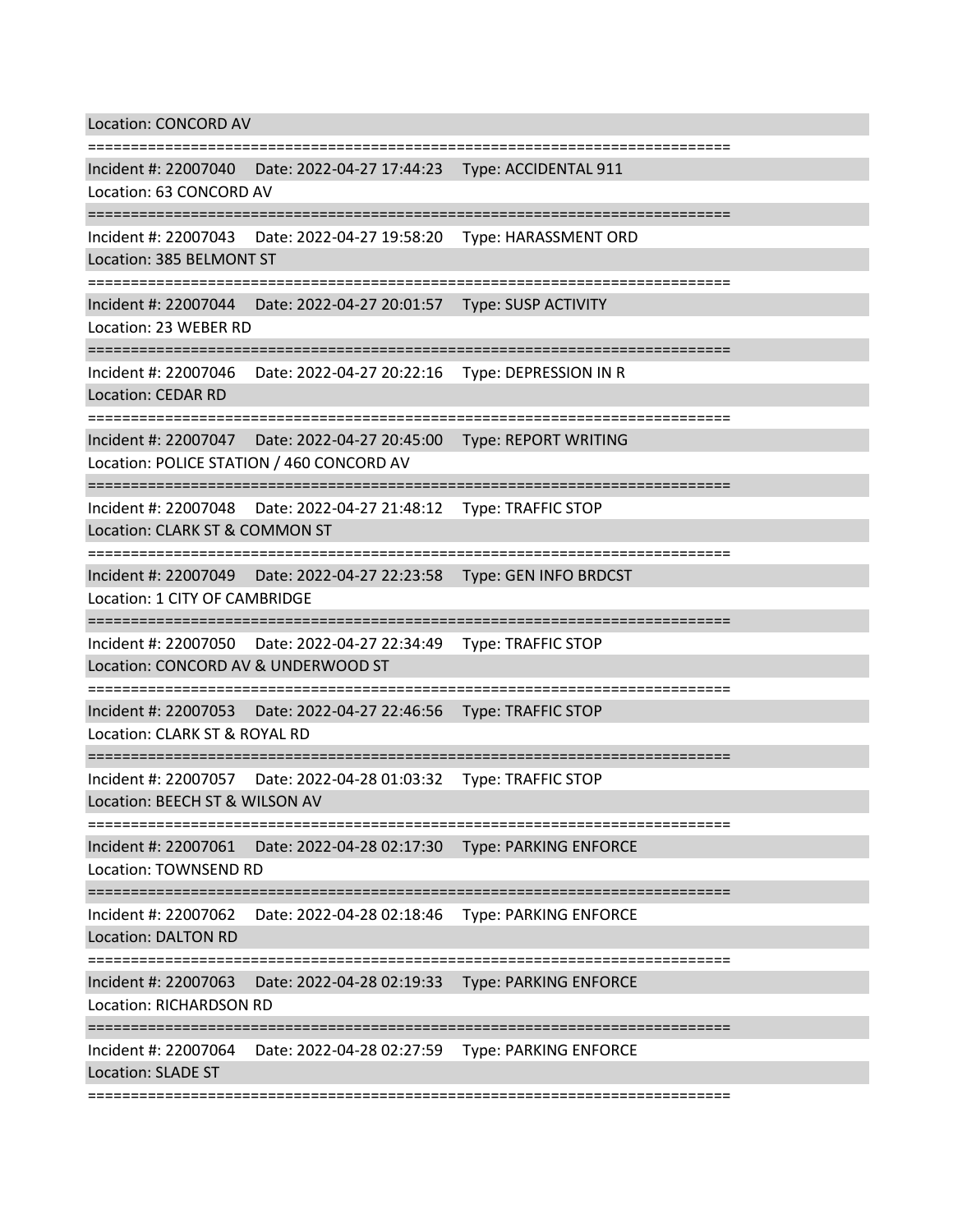Location: CONCORD AV

===========================================================================

Incident #: 22007040 Date: 2022-04-27 17:44:23 Type: ACCIDENTAL 911

Location: 63 CONCORD AV

===========================================================================

Incident #: 22007043 Date: 2022-04-27 19:58:20 Type: HARASSMENT ORD

Location: 385 BELMONT ST

===========================================================================

Incident #: 22007044 Date: 2022-04-27 20:01:57 Type: SUSP ACTIVITY

Location: 23 WEBER RD

===========================================================================

Incident #: 22007046 Date: 2022-04-27 20:22:16 Type: DEPRESSION IN R

Location: CEDAR RD

===========================================================================

Incident #: 22007047 Date: 2022-04-27 20:45:00 Type: REPORT WRITING

Location: POLICE STATION / 460 CONCORD AV

===========================================================================

Incident #: 22007048 Date: 2022-04-27 21:48:12 Type: TRAFFIC STOP

Location: CLARK ST & COMMON ST

===========================================================================

Incident #: 22007049 Date: 2022-04-27 22:23:58 Type: GEN INFO BRDCST

Location: 1 CITY OF CAMBRIDGE

===========================================================================

Incident #: 22007050 Date: 2022-04-27 22:34:49 Type: TRAFFIC STOP

Location: CONCORD AV & UNDERWOOD ST

===========================================================================

Incident #: 22007053 Date: 2022-04-27 22:46:56 Type: TRAFFIC STOP

Location: CLARK ST & ROYAL RD

===========================================================================

Incident #: 22007057 Date: 2022-04-28 01:03:32 Type: TRAFFIC STOP

Location: BEECH ST & WILSON AV

===========================================================================

Incident #: 22007061 Date: 2022-04-28 02:17:30 Type: PARKING ENFORCE

Location: TOWNSEND RD

===========================================================================

Incident #: 22007062 Date: 2022-04-28 02:18:46 Type: PARKING ENFORCE

Location: DALTON RD

===========================================================================

Incident #: 22007063 Date: 2022-04-28 02:19:33 Type: PARKING ENFORCE

Location: RICHARDSON RD

===========================================================================

Incident #: 22007064 Date: 2022-04-28 02:27:59 Type: PARKING ENFORCE

Location: SLADE ST

===========================================================================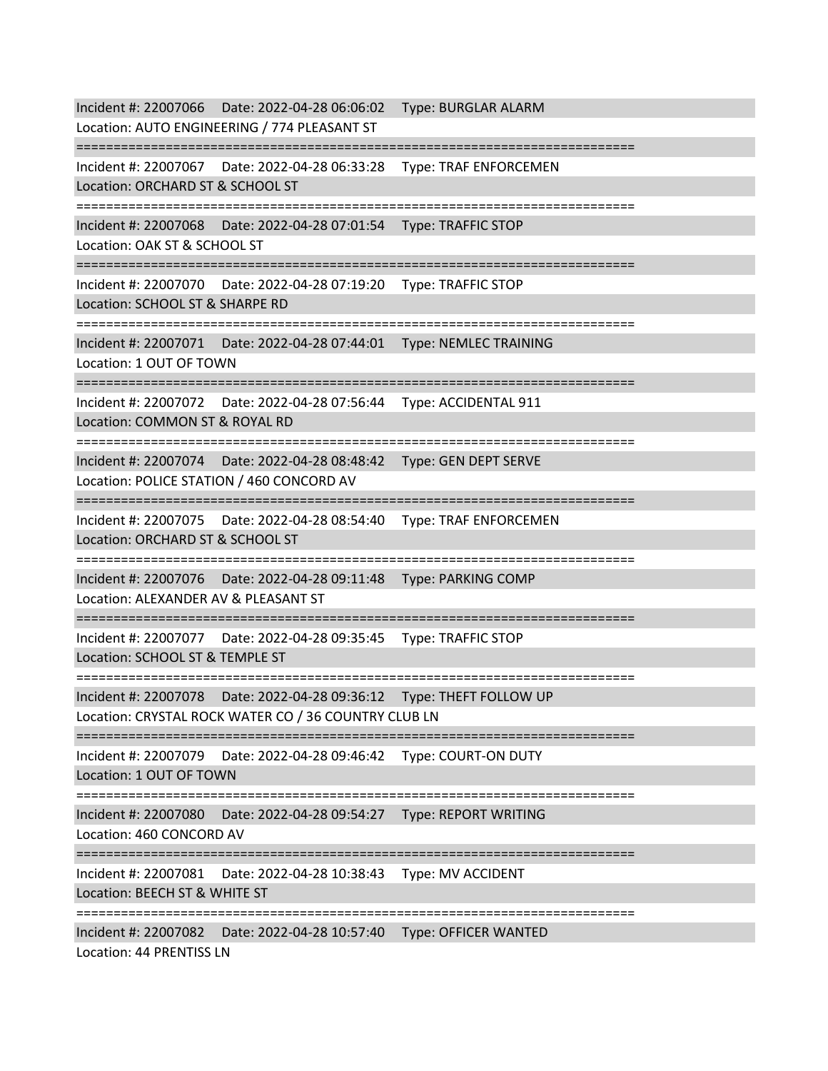Incident #: 22007066 Date: 2022-04-28 06:06:02 Type: BURGLAR ALARM
Location: AUTO ENGINEERING / 774 PLEASANT ST

===========================================================================

Incident #: 22007067 Date: 2022-04-28 06:33:28 Type: TRAF ENFORCEMEN
Location: ORCHARD ST & SCHOOL ST

===========================================================================

Incident #: 22007068 Date: 2022-04-28 07:01:54 Type: TRAFFIC STOP
Location: OAK ST & SCHOOL ST

===========================================================================

Incident #: 22007070 Date: 2022-04-28 07:19:20 Type: TRAFFIC STOP
Location: SCHOOL ST & SHARPE RD

===========================================================================

Incident #: 22007071 Date: 2022-04-28 07:44:01 Type: NEMLEC TRAINING
Location: 1 OUT OF TOWN

===========================================================================

Incident #: 22007072 Date: 2022-04-28 07:56:44 Type: ACCIDENTAL 911
Location: COMMON ST & ROYAL RD

===========================================================================

Incident #: 22007074 Date: 2022-04-28 08:48:42 Type: GEN DEPT SERVE
Location: POLICE STATION / 460 CONCORD AV

===========================================================================

Incident #: 22007075 Date: 2022-04-28 08:54:40 Type: TRAF ENFORCEMEN
Location: ORCHARD ST & SCHOOL ST

===========================================================================

Incident #: 22007076 Date: 2022-04-28 09:11:48 Type: PARKING COMP
Location: ALEXANDER AV & PLEASANT ST

===========================================================================

Incident #: 22007077 Date: 2022-04-28 09:35:45 Type: TRAFFIC STOP
Location: SCHOOL ST & TEMPLE ST

===========================================================================

Incident #: 22007078 Date: 2022-04-28 09:36:12 Type: THEFT FOLLOW UP
Location: CRYSTAL ROCK WATER CO / 36 COUNTRY CLUB LN

===========================================================================

Incident #: 22007079 Date: 2022-04-28 09:46:42 Type: COURT-ON DUTY
Location: 1 OUT OF TOWN

===========================================================================

Incident #: 22007080 Date: 2022-04-28 09:54:27 Type: REPORT WRITING
Location: 460 CONCORD AV

===========================================================================

Incident #: 22007081 Date: 2022-04-28 10:38:43 Type: MV ACCIDENT
Location: BEECH ST & WHITE ST

===========================================================================

Incident #: 22007082 Date: 2022-04-28 10:57:40 Type: OFFICER WANTED
Location: 44 PRENTISS LN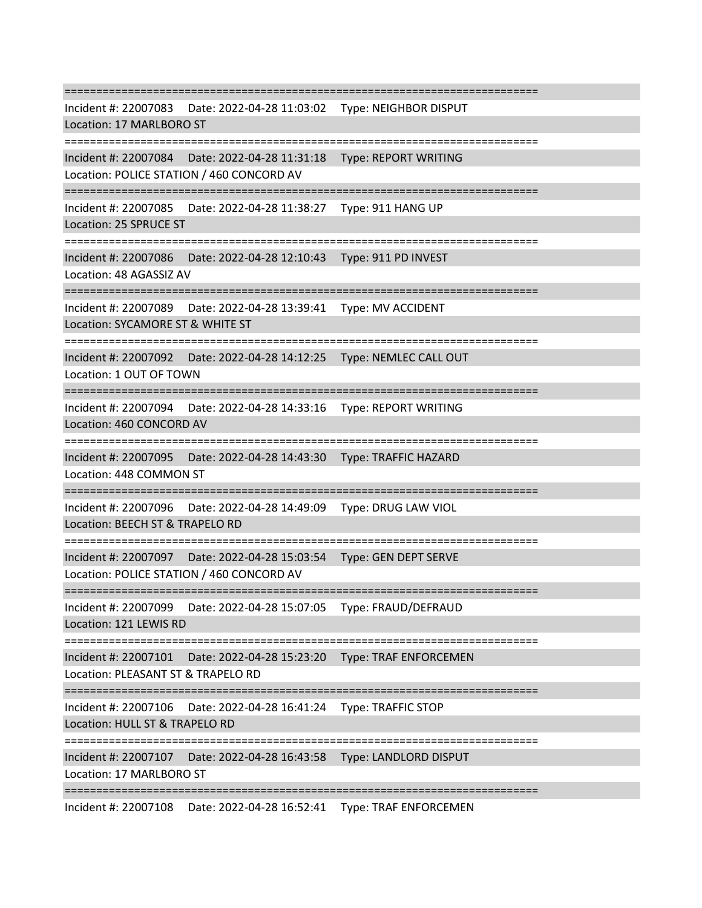===========================================================================

Incident #: 22007083 Date: 2022-04-28 11:03:02 Type: NEIGHBOR DISPUT

Location: 17 MARLBORO ST

===========================================================================

Incident #: 22007084 Date: 2022-04-28 11:31:18 Type: REPORT WRITING

Location: POLICE STATION / 460 CONCORD AV

===========================================================================

Incident #: 22007085 Date: 2022-04-28 11:38:27 Type: 911 HANG UP

Location: 25 SPRUCE ST

===========================================================================

Incident #: 22007086 Date: 2022-04-28 12:10:43 Type: 911 PD INVEST

Location: 48 AGASSIZ AV

===========================================================================

Incident #: 22007089 Date: 2022-04-28 13:39:41 Type: MV ACCIDENT

Location: SYCAMORE ST & WHITE ST

===========================================================================

Incident #: 22007092 Date: 2022-04-28 14:12:25 Type: NEMLEC CALL OUT

Location: 1 OUT OF TOWN

===========================================================================

Incident #: 22007094 Date: 2022-04-28 14:33:16 Type: REPORT WRITING

Location: 460 CONCORD AV

===========================================================================

Incident #: 22007095 Date: 2022-04-28 14:43:30 Type: TRAFFIC HAZARD

Location: 448 COMMON ST

===========================================================================

Incident #: 22007096 Date: 2022-04-28 14:49:09 Type: DRUG LAW VIOL

Location: BEECH ST & TRAPELO RD

===========================================================================

Incident #: 22007097 Date: 2022-04-28 15:03:54 Type: GEN DEPT SERVE

Location: POLICE STATION / 460 CONCORD AV

===========================================================================

Incident #: 22007099 Date: 2022-04-28 15:07:05 Type: FRAUD/DEFRAUD

Location: 121 LEWIS RD

===========================================================================

Incident #: 22007101 Date: 2022-04-28 15:23:20 Type: TRAF ENFORCEMEN

Location: PLEASANT ST & TRAPELO RD

===========================================================================

Incident #: 22007106 Date: 2022-04-28 16:41:24 Type: TRAFFIC STOP

Location: HULL ST & TRAPELO RD

===========================================================================

Incident #: 22007107 Date: 2022-04-28 16:43:58 Type: LANDLORD DISPUT

Location: 17 MARLBORO ST

===========================================================================

Incident #: 22007108 Date: 2022-04-28 16:52:41 Type: TRAF ENFORCEMEN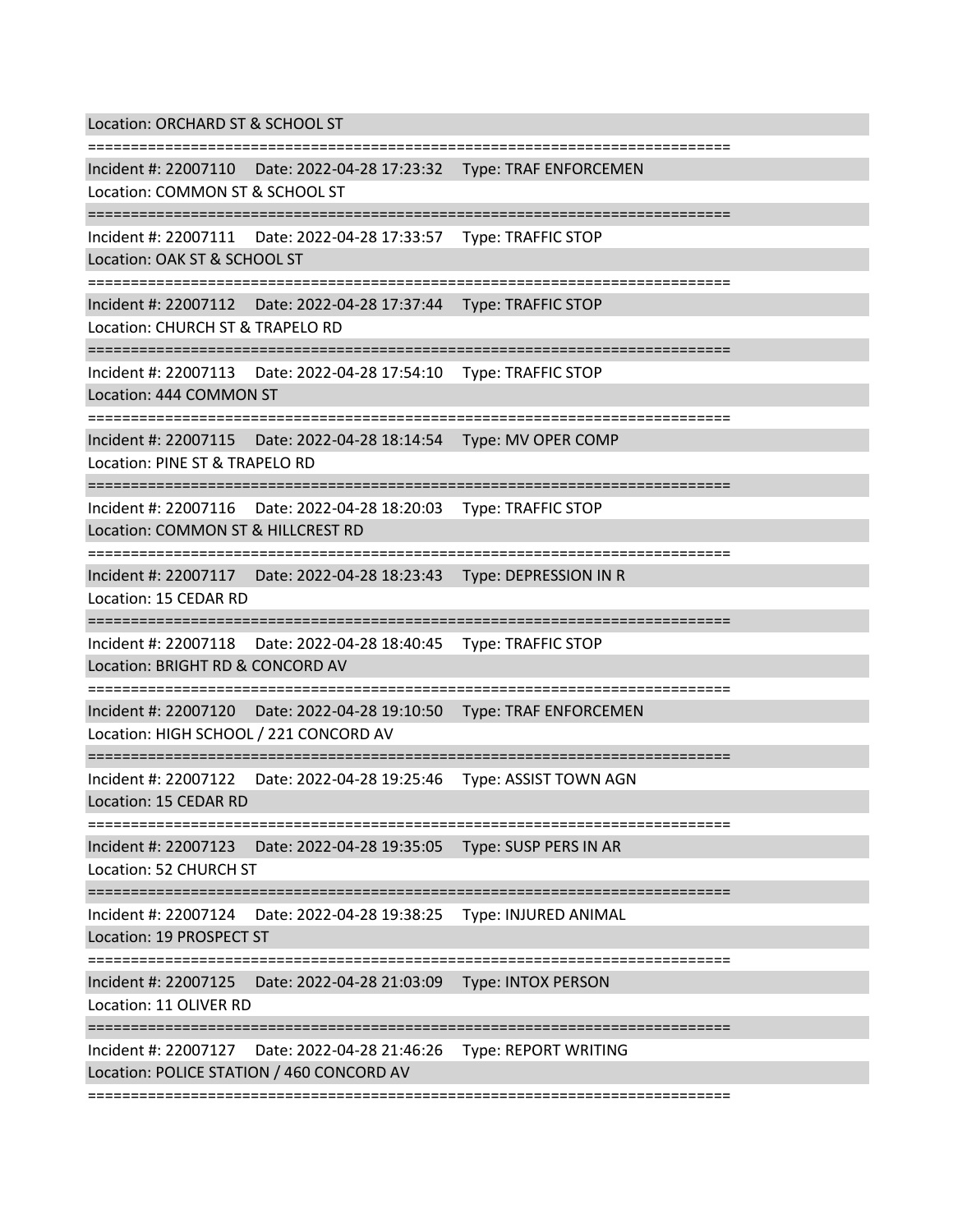Location: ORCHARD ST & SCHOOL ST

===========================================================================

Incident #: 22007110 Date: 2022-04-28 17:23:32 Type: TRAF ENFORCEMEN
Location: COMMON ST & SCHOOL ST

===========================================================================

Incident #: 22007111 Date: 2022-04-28 17:33:57 Type: TRAFFIC STOP
Location: OAK ST & SCHOOL ST

===========================================================================

Incident #: 22007112 Date: 2022-04-28 17:37:44 Type: TRAFFIC STOP
Location: CHURCH ST & TRAPELO RD

===========================================================================

Incident #: 22007113 Date: 2022-04-28 17:54:10 Type: TRAFFIC STOP
Location: 444 COMMON ST

===========================================================================

Incident #: 22007115 Date: 2022-04-28 18:14:54 Type: MV OPER COMP
Location: PINE ST & TRAPELO RD

===========================================================================

Incident #: 22007116 Date: 2022-04-28 18:20:03 Type: TRAFFIC STOP
Location: COMMON ST & HILLCREST RD

===========================================================================

Incident #: 22007117 Date: 2022-04-28 18:23:43 Type: DEPRESSION IN R
Location: 15 CEDAR RD

===========================================================================

Incident #: 22007118 Date: 2022-04-28 18:40:45 Type: TRAFFIC STOP
Location: BRIGHT RD & CONCORD AV

===========================================================================

Incident #: 22007120 Date: 2022-04-28 19:10:50 Type: TRAF ENFORCEMEN
Location: HIGH SCHOOL / 221 CONCORD AV

===========================================================================

Incident #: 22007122 Date: 2022-04-28 19:25:46 Type: ASSIST TOWN AGN
Location: 15 CEDAR RD

===========================================================================

Incident #: 22007123 Date: 2022-04-28 19:35:05 Type: SUSP PERS IN AR
Location: 52 CHURCH ST

===========================================================================

Incident #: 22007124 Date: 2022-04-28 19:38:25 Type: INJURED ANIMAL
Location: 19 PROSPECT ST

===========================================================================

Incident #: 22007125 Date: 2022-04-28 21:03:09 Type: INTOX PERSON
Location: 11 OLIVER RD

===========================================================================

Incident #: 22007127 Date: 2022-04-28 21:46:26 Type: REPORT WRITING
Location: POLICE STATION / 460 CONCORD AV

===========================================================================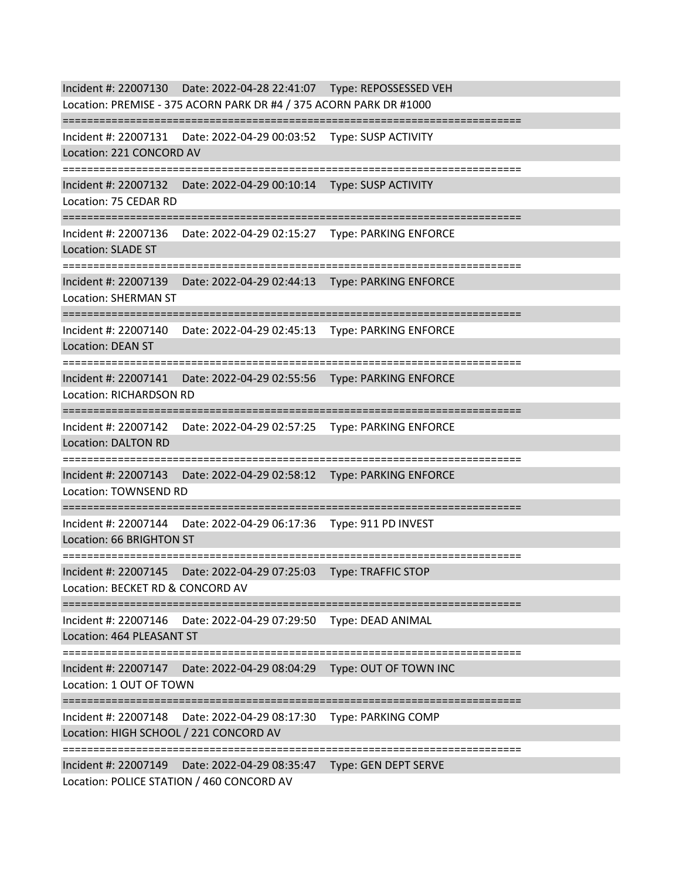Incident #: 22007130 Date: 2022-04-28 22:41:07 Type: REPOSSESSED VEH
Location: PREMISE - 375 ACORN PARK DR #4 / 375 ACORN PARK DR #1000

===========================================================================

Incident #: 22007131 Date: 2022-04-29 00:03:52 Type: SUSP ACTIVITY
Location: 221 CONCORD AV

===========================================================================

Incident #: 22007132 Date: 2022-04-29 00:10:14 Type: SUSP ACTIVITY
Location: 75 CEDAR RD

===========================================================================

Incident #: 22007136 Date: 2022-04-29 02:15:27 Type: PARKING ENFORCE
Location: SLADE ST

===========================================================================

Incident #: 22007139 Date: 2022-04-29 02:44:13 Type: PARKING ENFORCE
Location: SHERMAN ST

===========================================================================

Incident #: 22007140 Date: 2022-04-29 02:45:13 Type: PARKING ENFORCE
Location: DEAN ST

===========================================================================

Incident #: 22007141 Date: 2022-04-29 02:55:56 Type: PARKING ENFORCE
Location: RICHARDSON RD

===========================================================================

Incident #: 22007142 Date: 2022-04-29 02:57:25 Type: PARKING ENFORCE
Location: DALTON RD

===========================================================================

Incident #: 22007143 Date: 2022-04-29 02:58:12 Type: PARKING ENFORCE
Location: TOWNSEND RD

===========================================================================

Incident #: 22007144 Date: 2022-04-29 06:17:36 Type: 911 PD INVEST
Location: 66 BRIGHTON ST

===========================================================================

Incident #: 22007145 Date: 2022-04-29 07:25:03 Type: TRAFFIC STOP
Location: BECKET RD & CONCORD AV

===========================================================================

Incident #: 22007146 Date: 2022-04-29 07:29:50 Type: DEAD ANIMAL
Location: 464 PLEASANT ST

===========================================================================

Incident #: 22007147 Date: 2022-04-29 08:04:29 Type: OUT OF TOWN INC
Location: 1 OUT OF TOWN

===========================================================================

Incident #: 22007148 Date: 2022-04-29 08:17:30 Type: PARKING COMP
Location: HIGH SCHOOL / 221 CONCORD AV

===========================================================================

Incident #: 22007149 Date: 2022-04-29 08:35:47 Type: GEN DEPT SERVE
Location: POLICE STATION / 460 CONCORD AV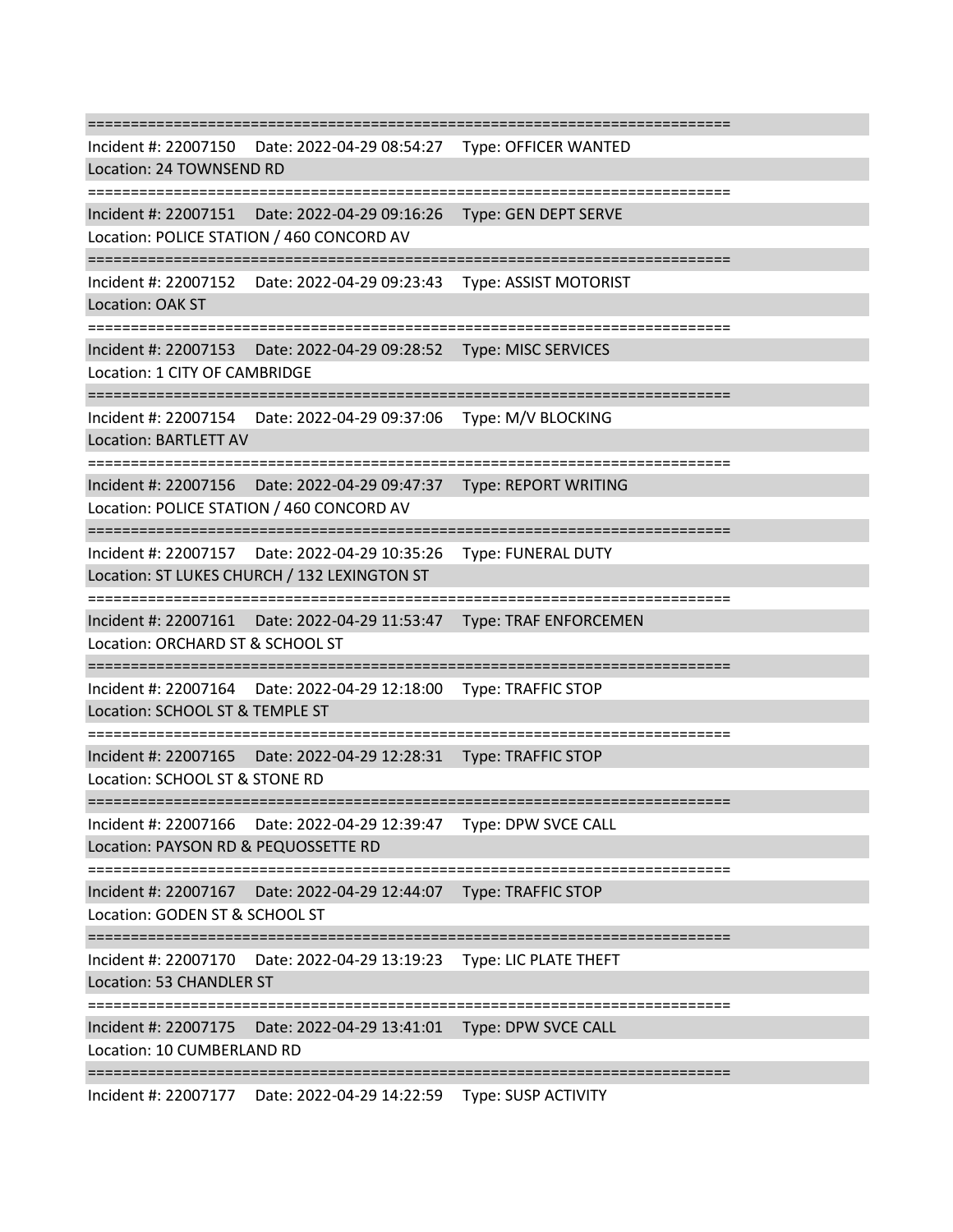===========================================================================
Incident #: 22007150 Date: 2022-04-29 08:54:27 Type: OFFICER WANTED
Location: 24 TOWNSEND RD
===========================================================================
Incident #: 22007151 Date: 2022-04-29 09:16:26 Type: GEN DEPT SERVE
Location: POLICE STATION / 460 CONCORD AV
===========================================================================
Incident #: 22007152 Date: 2022-04-29 09:23:43 Type: ASSIST MOTORIST
Location: OAK ST
===========================================================================
Incident #: 22007153 Date: 2022-04-29 09:28:52 Type: MISC SERVICES
Location: 1 CITY OF CAMBRIDGE
===========================================================================
Incident #: 22007154 Date: 2022-04-29 09:37:06 Type: M/V BLOCKING
Location: BARTLETT AV
===========================================================================
Incident #: 22007156 Date: 2022-04-29 09:47:37 Type: REPORT WRITING
Location: POLICE STATION / 460 CONCORD AV
===========================================================================
Incident #: 22007157 Date: 2022-04-29 10:35:26 Type: FUNERAL DUTY
Location: ST LUKES CHURCH / 132 LEXINGTON ST
===========================================================================
Incident #: 22007161 Date: 2022-04-29 11:53:47 Type: TRAF ENFORCEMEN
Location: ORCHARD ST & SCHOOL ST
===========================================================================
Incident #: 22007164 Date: 2022-04-29 12:18:00 Type: TRAFFIC STOP
Location: SCHOOL ST & TEMPLE ST
===========================================================================
Incident #: 22007165 Date: 2022-04-29 12:28:31 Type: TRAFFIC STOP
Location: SCHOOL ST & STONE RD
===========================================================================
Incident #: 22007166 Date: 2022-04-29 12:39:47 Type: DPW SVCE CALL
Location: PAYSON RD & PEQUOSSETTE RD
===========================================================================
Incident #: 22007167 Date: 2022-04-29 12:44:07 Type: TRAFFIC STOP
Location: GODEN ST & SCHOOL ST
===========================================================================
Incident #: 22007170 Date: 2022-04-29 13:19:23 Type: LIC PLATE THEFT
Location: 53 CHANDLER ST
===========================================================================
Incident #: 22007175 Date: 2022-04-29 13:41:01 Type: DPW SVCE CALL
Location: 10 CUMBERLAND RD
===========================================================================
Incident #: 22007177 Date: 2022-04-29 14:22:59 Type: SUSP ACTIVITY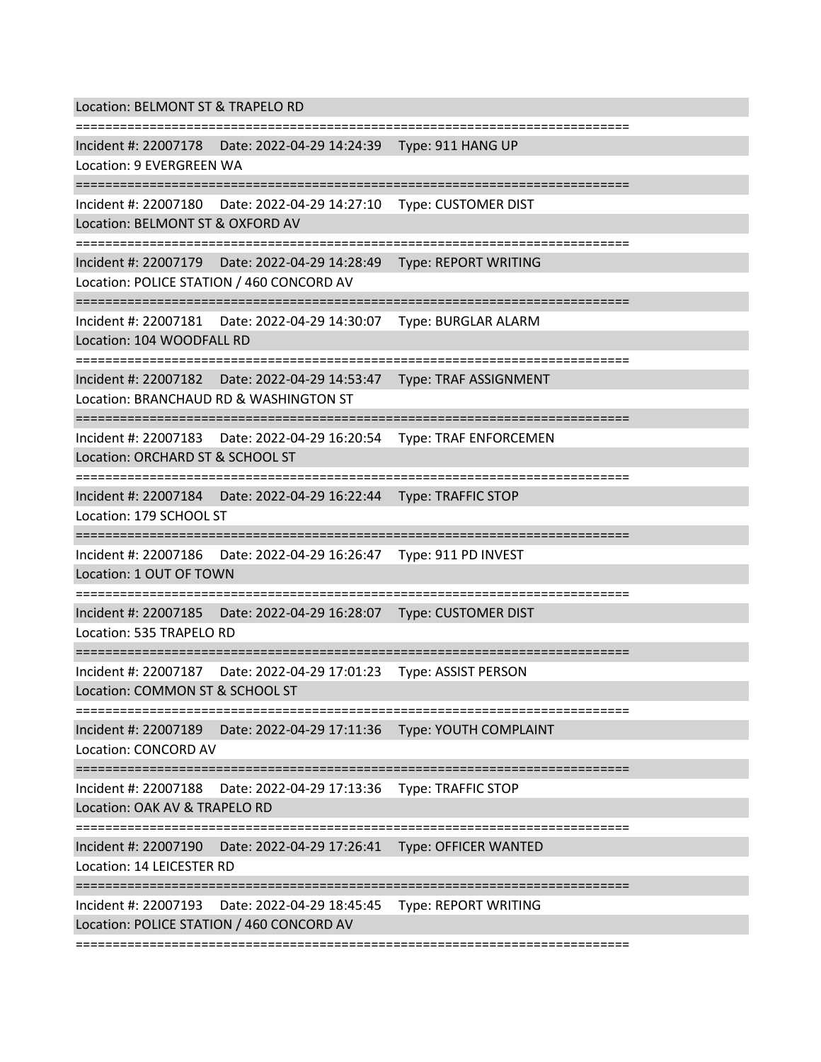Location: BELMONT ST & TRAPELO RD

===========================================================================

Incident #: 22007178 Date: 2022-04-29 14:24:39 Type: 911 HANG UP
Location: 9 EVERGREEN WA

===========================================================================

Incident #: 22007180 Date: 2022-04-29 14:27:10 Type: CUSTOMER DIST
Location: BELMONT ST & OXFORD AV

===========================================================================

Incident #: 22007179 Date: 2022-04-29 14:28:49 Type: REPORT WRITING
Location: POLICE STATION / 460 CONCORD AV

===========================================================================

Incident #: 22007181 Date: 2022-04-29 14:30:07 Type: BURGLAR ALARM
Location: 104 WOODFALL RD

===========================================================================

Incident #: 22007182 Date: 2022-04-29 14:53:47 Type: TRAF ASSIGNMENT
Location: BRANCHAUD RD & WASHINGTON ST

===========================================================================

Incident #: 22007183 Date: 2022-04-29 16:20:54 Type: TRAF ENFORCEMEN
Location: ORCHARD ST & SCHOOL ST

===========================================================================

Incident #: 22007184 Date: 2022-04-29 16:22:44 Type: TRAFFIC STOP
Location: 179 SCHOOL ST

===========================================================================

Incident #: 22007186 Date: 2022-04-29 16:26:47 Type: 911 PD INVEST
Location: 1 OUT OF TOWN

===========================================================================

Incident #: 22007185 Date: 2022-04-29 16:28:07 Type: CUSTOMER DIST
Location: 535 TRAPELO RD

===========================================================================

Incident #: 22007187 Date: 2022-04-29 17:01:23 Type: ASSIST PERSON
Location: COMMON ST & SCHOOL ST

===========================================================================

Incident #: 22007189 Date: 2022-04-29 17:11:36 Type: YOUTH COMPLAINT
Location: CONCORD AV

===========================================================================

Incident #: 22007188 Date: 2022-04-29 17:13:36 Type: TRAFFIC STOP
Location: OAK AV & TRAPELO RD

===========================================================================

Incident #: 22007190 Date: 2022-04-29 17:26:41 Type: OFFICER WANTED
Location: 14 LEICESTER RD

===========================================================================

Incident #: 22007193 Date: 2022-04-29 18:45:45 Type: REPORT WRITING
Location: POLICE STATION / 460 CONCORD AV

===========================================================================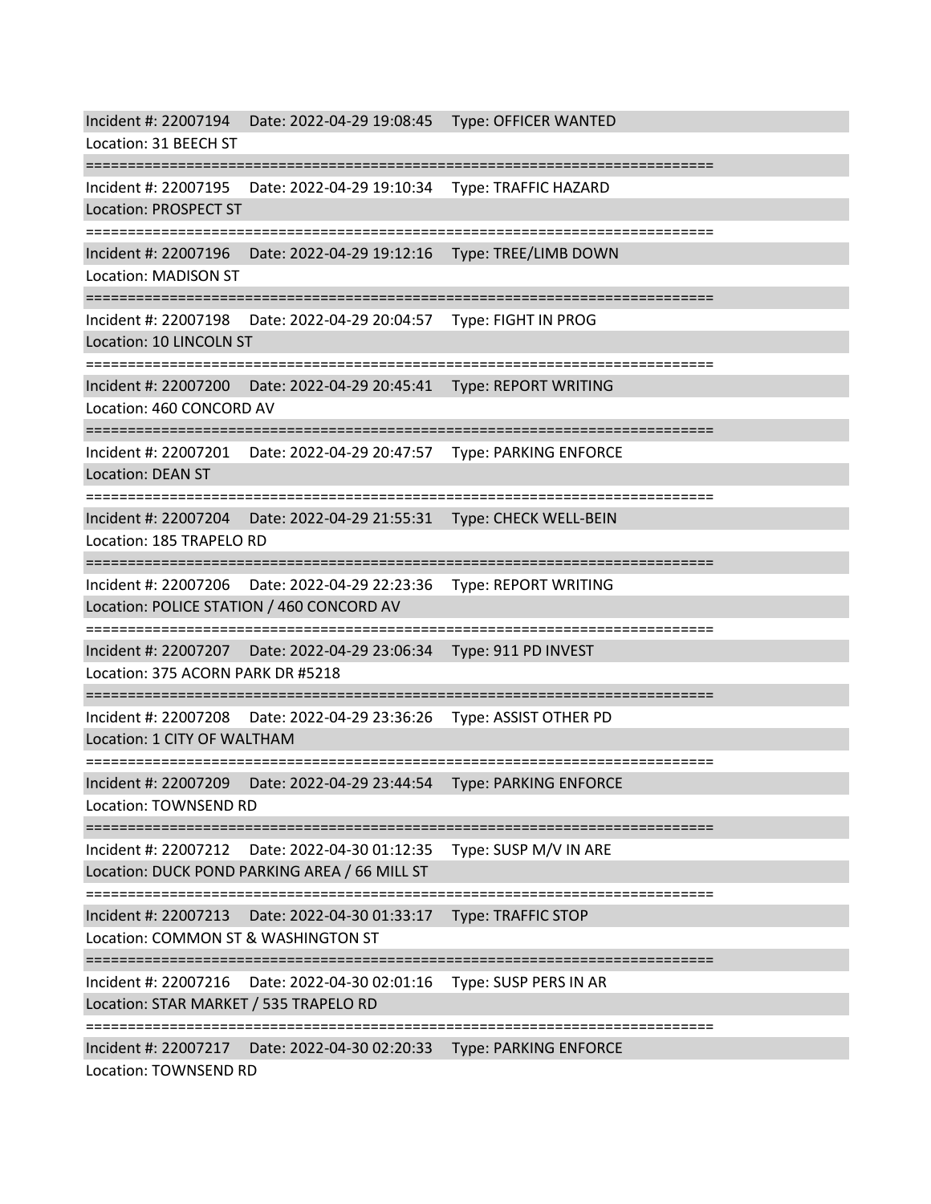Incident #: 22007194 Date: 2022-04-29 19:08:45 Type: OFFICER WANTED
Location: 31 BEECH ST

===========================================================================

Incident #: 22007195 Date: 2022-04-29 19:10:34 Type: TRAFFIC HAZARD
Location: PROSPECT ST

===========================================================================

Incident #: 22007196 Date: 2022-04-29 19:12:16 Type: TREE/LIMB DOWN
Location: MADISON ST

===========================================================================

Incident #: 22007198 Date: 2022-04-29 20:04:57 Type: FIGHT IN PROG
Location: 10 LINCOLN ST

===========================================================================

Incident #: 22007200 Date: 2022-04-29 20:45:41 Type: REPORT WRITING
Location: 460 CONCORD AV

===========================================================================

Incident #: 22007201 Date: 2022-04-29 20:47:57 Type: PARKING ENFORCE
Location: DEAN ST

===========================================================================

Incident #: 22007204 Date: 2022-04-29 21:55:31 Type: CHECK WELL-BEIN
Location: 185 TRAPELO RD

===========================================================================

Incident #: 22007206 Date: 2022-04-29 22:23:36 Type: REPORT WRITING
Location: POLICE STATION / 460 CONCORD AV

===========================================================================

Incident #: 22007207 Date: 2022-04-29 23:06:34 Type: 911 PD INVEST
Location: 375 ACORN PARK DR #5218

===========================================================================

Incident #: 22007208 Date: 2022-04-29 23:36:26 Type: ASSIST OTHER PD
Location: 1 CITY OF WALTHAM

===========================================================================

Incident #: 22007209 Date: 2022-04-29 23:44:54 Type: PARKING ENFORCE
Location: TOWNSEND RD

===========================================================================

Incident #: 22007212 Date: 2022-04-30 01:12:35 Type: SUSP M/V IN ARE
Location: DUCK POND PARKING AREA / 66 MILL ST

===========================================================================

Incident #: 22007213 Date: 2022-04-30 01:33:17 Type: TRAFFIC STOP
Location: COMMON ST & WASHINGTON ST

===========================================================================

Incident #: 22007216 Date: 2022-04-30 02:01:16 Type: SUSP PERS IN AR
Location: STAR MARKET / 535 TRAPELO RD

===========================================================================

Incident #: 22007217 Date: 2022-04-30 02:20:33 Type: PARKING ENFORCE
Location: TOWNSEND RD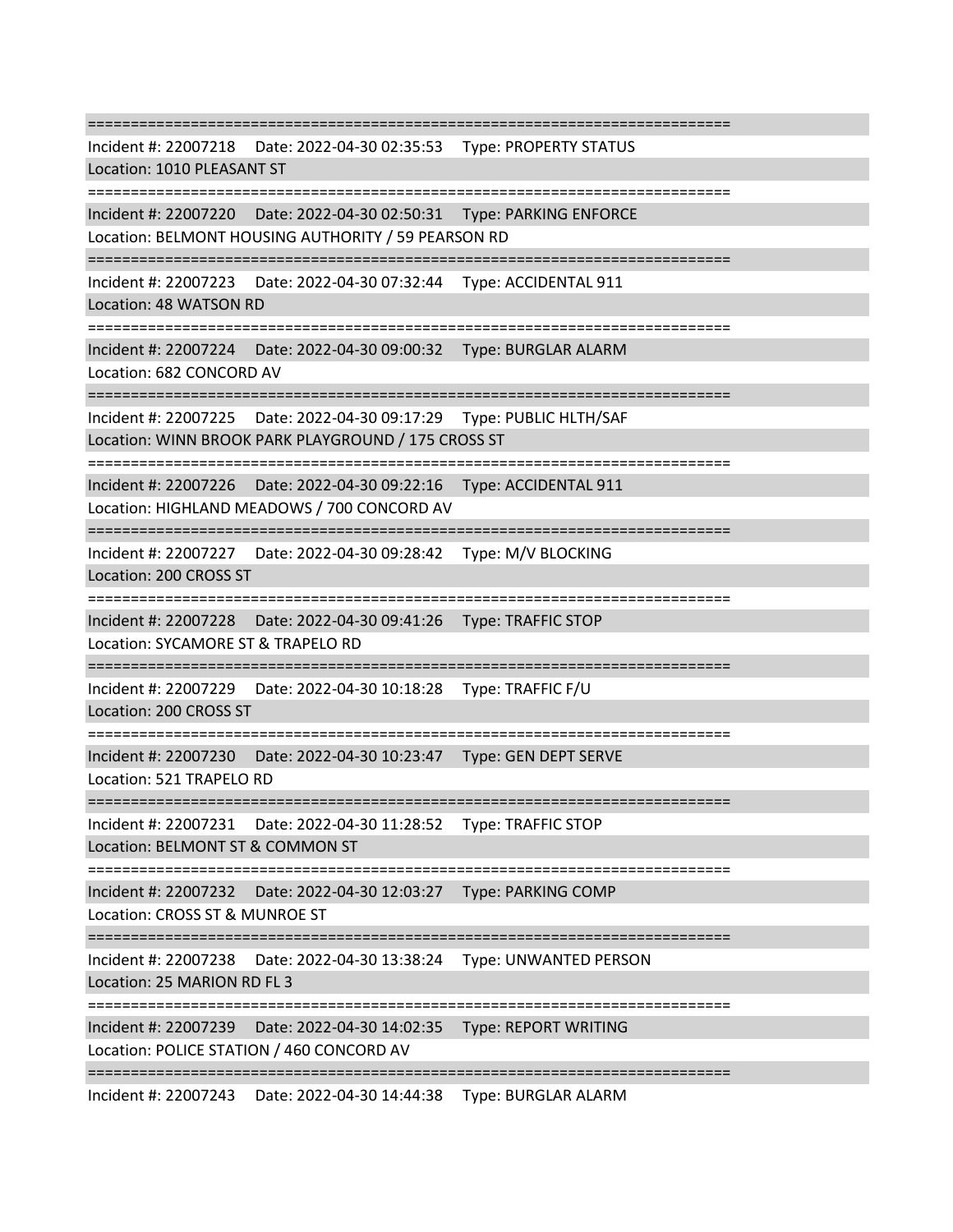===========================================================================

Incident #: 22007218 Date: 2022-04-30 02:35:53 Type: PROPERTY STATUS
Location: 1010 PLEASANT ST

===========================================================================

Incident #: 22007220 Date: 2022-04-30 02:50:31 Type: PARKING ENFORCE
Location: BELMONT HOUSING AUTHORITY / 59 PEARSON RD

===========================================================================

Incident #: 22007223 Date: 2022-04-30 07:32:44 Type: ACCIDENTAL 911
Location: 48 WATSON RD

===========================================================================

Incident #: 22007224 Date: 2022-04-30 09:00:32 Type: BURGLAR ALARM
Location: 682 CONCORD AV

===========================================================================

Incident #: 22007225 Date: 2022-04-30 09:17:29 Type: PUBLIC HLTH/SAF
Location: WINN BROOK PARK PLAYGROUND / 175 CROSS ST

===========================================================================

Incident #: 22007226 Date: 2022-04-30 09:22:16 Type: ACCIDENTAL 911
Location: HIGHLAND MEADOWS / 700 CONCORD AV

===========================================================================

Incident #: 22007227 Date: 2022-04-30 09:28:42 Type: M/V BLOCKING
Location: 200 CROSS ST

===========================================================================

Incident #: 22007228 Date: 2022-04-30 09:41:26 Type: TRAFFIC STOP
Location: SYCAMORE ST & TRAPELO RD

===========================================================================

Incident #: 22007229 Date: 2022-04-30 10:18:28 Type: TRAFFIC F/U
Location: 200 CROSS ST

===========================================================================

Incident #: 22007230 Date: 2022-04-30 10:23:47 Type: GEN DEPT SERVE
Location: 521 TRAPELO RD

===========================================================================

Incident #: 22007231 Date: 2022-04-30 11:28:52 Type: TRAFFIC STOP
Location: BELMONT ST & COMMON ST

===========================================================================

Incident #: 22007232 Date: 2022-04-30 12:03:27 Type: PARKING COMP
Location: CROSS ST & MUNROE ST

===========================================================================

Incident #: 22007238 Date: 2022-04-30 13:38:24 Type: UNWANTED PERSON
Location: 25 MARION RD FL 3

===========================================================================

Incident #: 22007239 Date: 2022-04-30 14:02:35 Type: REPORT WRITING
Location: POLICE STATION / 460 CONCORD AV

===========================================================================

Incident #: 22007243 Date: 2022-04-30 14:44:38 Type: BURGLAR ALARM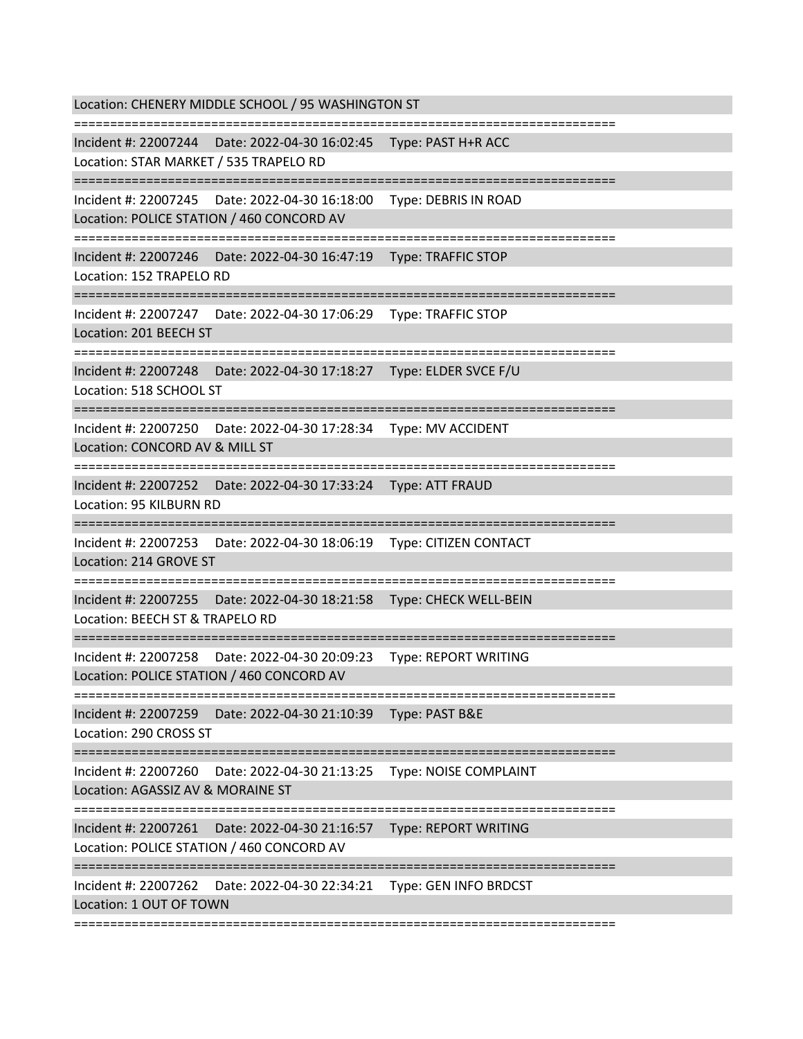Location: CHENERY MIDDLE SCHOOL / 95 WASHINGTON ST

===========================================================================

Incident #: 22007244 Date: 2022-04-30 16:02:45 Type: PAST H+R ACC

Location: STAR MARKET / 535 TRAPELO RD

===========================================================================

Incident #: 22007245 Date: 2022-04-30 16:18:00 Type: DEBRIS IN ROAD

Location: POLICE STATION / 460 CONCORD AV

===========================================================================

Incident #: 22007246 Date: 2022-04-30 16:47:19 Type: TRAFFIC STOP

Location: 152 TRAPELO RD

===========================================================================

Incident #: 22007247 Date: 2022-04-30 17:06:29 Type: TRAFFIC STOP

Location: 201 BEECH ST

===========================================================================

Incident #: 22007248 Date: 2022-04-30 17:18:27 Type: ELDER SVCE F/U

Location: 518 SCHOOL ST

===========================================================================

Incident #: 22007250 Date: 2022-04-30 17:28:34 Type: MV ACCIDENT

Location: CONCORD AV & MILL ST

===========================================================================

Incident #: 22007252 Date: 2022-04-30 17:33:24 Type: ATT FRAUD

Location: 95 KILBURN RD

===========================================================================

Incident #: 22007253 Date: 2022-04-30 18:06:19 Type: CITIZEN CONTACT

Location: 214 GROVE ST

===========================================================================

Incident #: 22007255 Date: 2022-04-30 18:21:58 Type: CHECK WELL-BEIN

Location: BEECH ST & TRAPELO RD

===========================================================================

Incident #: 22007258 Date: 2022-04-30 20:09:23 Type: REPORT WRITING

Location: POLICE STATION / 460 CONCORD AV

===========================================================================

Incident #: 22007259 Date: 2022-04-30 21:10:39 Type: PAST B&E

Location: 290 CROSS ST

===========================================================================

Incident #: 22007260 Date: 2022-04-30 21:13:25 Type: NOISE COMPLAINT

Location: AGASSIZ AV & MORAINE ST

===========================================================================

Incident #: 22007261 Date: 2022-04-30 21:16:57 Type: REPORT WRITING

Location: POLICE STATION / 460 CONCORD AV

===========================================================================

Incident #: 22007262 Date: 2022-04-30 22:34:21 Type: GEN INFO BRDCST

Location: 1 OUT OF TOWN

===========================================================================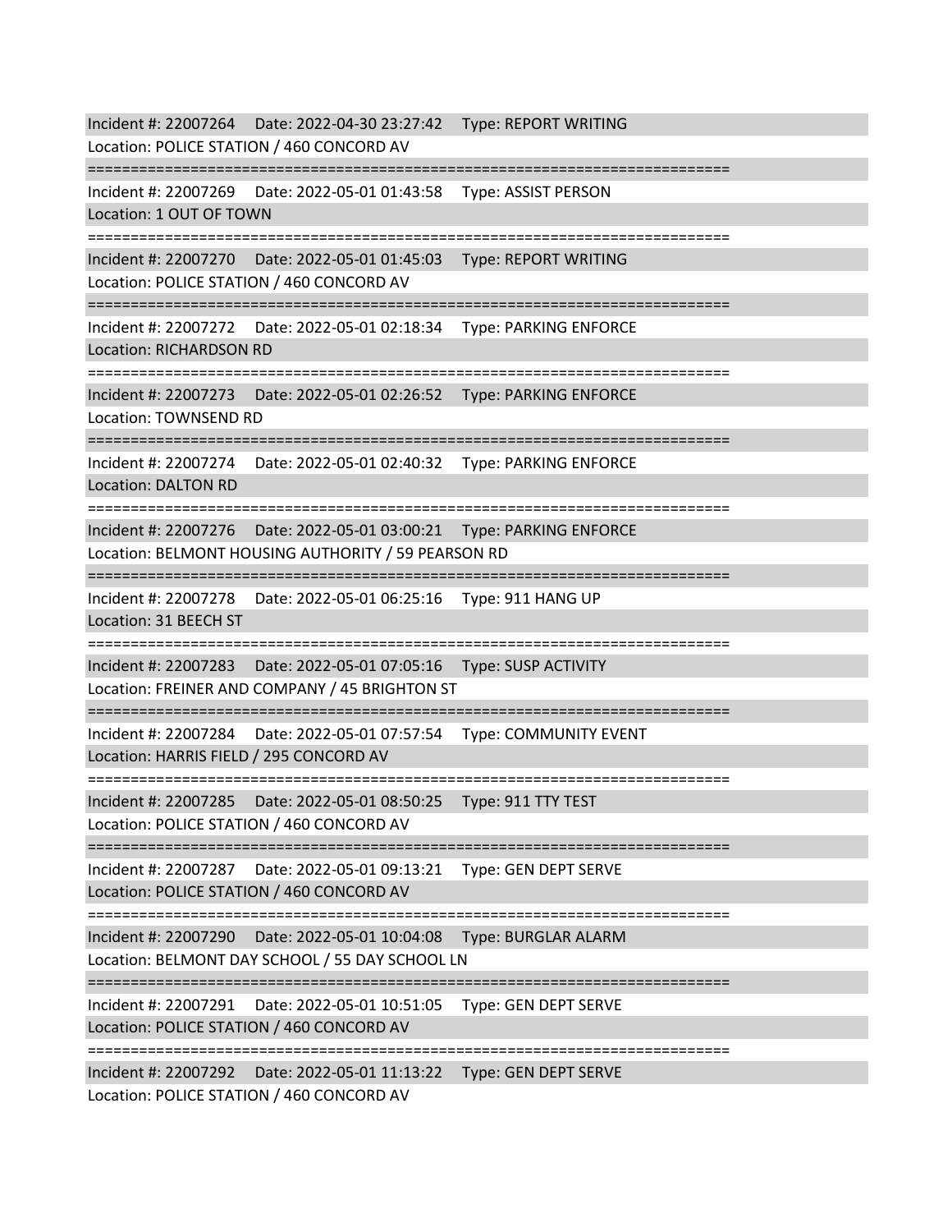Incident #: 22007264 Date: 2022-04-30 23:27:42 Type: REPORT WRITING
Location: POLICE STATION / 460 CONCORD AV

===========================================================================

Incident #: 22007269 Date: 2022-05-01 01:43:58 Type: ASSIST PERSON
Location: 1 OUT OF TOWN

===========================================================================

Incident #: 22007270 Date: 2022-05-01 01:45:03 Type: REPORT WRITING
Location: POLICE STATION / 460 CONCORD AV

===========================================================================

Incident #: 22007272 Date: 2022-05-01 02:18:34 Type: PARKING ENFORCE
Location: RICHARDSON RD

===========================================================================

Incident #: 22007273 Date: 2022-05-01 02:26:52 Type: PARKING ENFORCE
Location: TOWNSEND RD

===========================================================================

Incident #: 22007274 Date: 2022-05-01 02:40:32 Type: PARKING ENFORCE
Location: DALTON RD

===========================================================================

Incident #: 22007276 Date: 2022-05-01 03:00:21 Type: PARKING ENFORCE
Location: BELMONT HOUSING AUTHORITY / 59 PEARSON RD

===========================================================================

Incident #: 22007278 Date: 2022-05-01 06:25:16 Type: 911 HANG UP
Location: 31 BEECH ST

===========================================================================

Incident #: 22007283 Date: 2022-05-01 07:05:16 Type: SUSP ACTIVITY
Location: FREINER AND COMPANY / 45 BRIGHTON ST

===========================================================================

Incident #: 22007284 Date: 2022-05-01 07:57:54 Type: COMMUNITY EVENT
Location: HARRIS FIELD / 295 CONCORD AV

===========================================================================

Incident #: 22007285 Date: 2022-05-01 08:50:25 Type: 911 TTY TEST
Location: POLICE STATION / 460 CONCORD AV

===========================================================================

Incident #: 22007287 Date: 2022-05-01 09:13:21 Type: GEN DEPT SERVE
Location: POLICE STATION / 460 CONCORD AV

===========================================================================

Incident #: 22007290 Date: 2022-05-01 10:04:08 Type: BURGLAR ALARM
Location: BELMONT DAY SCHOOL / 55 DAY SCHOOL LN

===========================================================================

Incident #: 22007291 Date: 2022-05-01 10:51:05 Type: GEN DEPT SERVE
Location: POLICE STATION / 460 CONCORD AV

===========================================================================

Incident #: 22007292 Date: 2022-05-01 11:13:22 Type: GEN DEPT SERVE
Location: POLICE STATION / 460 CONCORD AV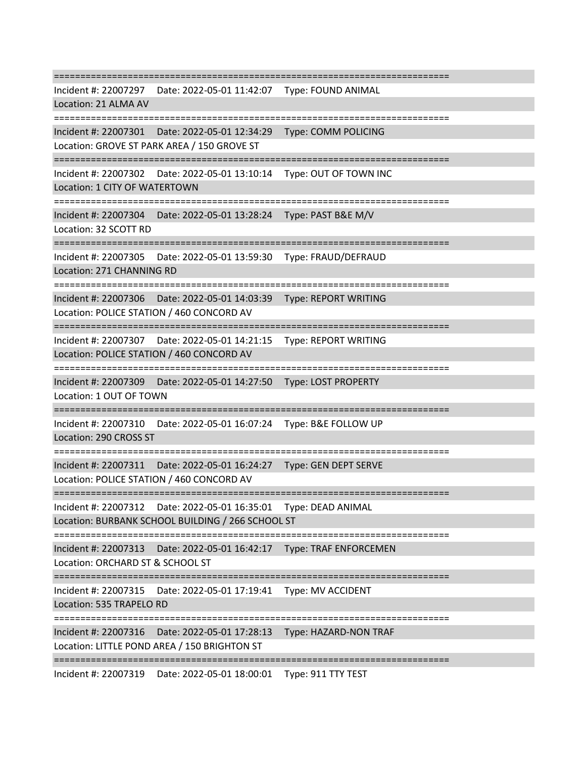===========================================================================

Incident #: 22007297 Date: 2022-05-01 11:42:07 Type: FOUND ANIMAL

Location: 21 ALMA AV

===========================================================================

Incident #: 22007301 Date: 2022-05-01 12:34:29 Type: COMM POLICING

Location: GROVE ST PARK AREA / 150 GROVE ST

===========================================================================

Incident #: 22007302 Date: 2022-05-01 13:10:14 Type: OUT OF TOWN INC

Location: 1 CITY OF WATERTOWN

===========================================================================

Incident #: 22007304 Date: 2022-05-01 13:28:24 Type: PAST B&E M/V

Location: 32 SCOTT RD

===========================================================================

Incident #: 22007305 Date: 2022-05-01 13:59:30 Type: FRAUD/DEFRAUD

Location: 271 CHANNING RD

===========================================================================

Incident #: 22007306 Date: 2022-05-01 14:03:39 Type: REPORT WRITING

Location: POLICE STATION / 460 CONCORD AV

===========================================================================

Incident #: 22007307 Date: 2022-05-01 14:21:15 Type: REPORT WRITING

Location: POLICE STATION / 460 CONCORD AV

===========================================================================

Incident #: 22007309 Date: 2022-05-01 14:27:50 Type: LOST PROPERTY

Location: 1 OUT OF TOWN

===========================================================================

Incident #: 22007310 Date: 2022-05-01 16:07:24 Type: B&E FOLLOW UP

Location: 290 CROSS ST

===========================================================================

Incident #: 22007311 Date: 2022-05-01 16:24:27 Type: GEN DEPT SERVE

Location: POLICE STATION / 460 CONCORD AV

===========================================================================

Incident #: 22007312 Date: 2022-05-01 16:35:01 Type: DEAD ANIMAL

Location: BURBANK SCHOOL BUILDING / 266 SCHOOL ST

===========================================================================

Incident #: 22007313 Date: 2022-05-01 16:42:17 Type: TRAF ENFORCEMEN

Location: ORCHARD ST & SCHOOL ST

===========================================================================

Incident #: 22007315 Date: 2022-05-01 17:19:41 Type: MV ACCIDENT

Location: 535 TRAPELO RD

===========================================================================

Incident #: 22007316 Date: 2022-05-01 17:28:13 Type: HAZARD-NON TRAF

Location: LITTLE POND AREA / 150 BRIGHTON ST

===========================================================================

Incident #: 22007319 Date: 2022-05-01 18:00:01 Type: 911 TTY TEST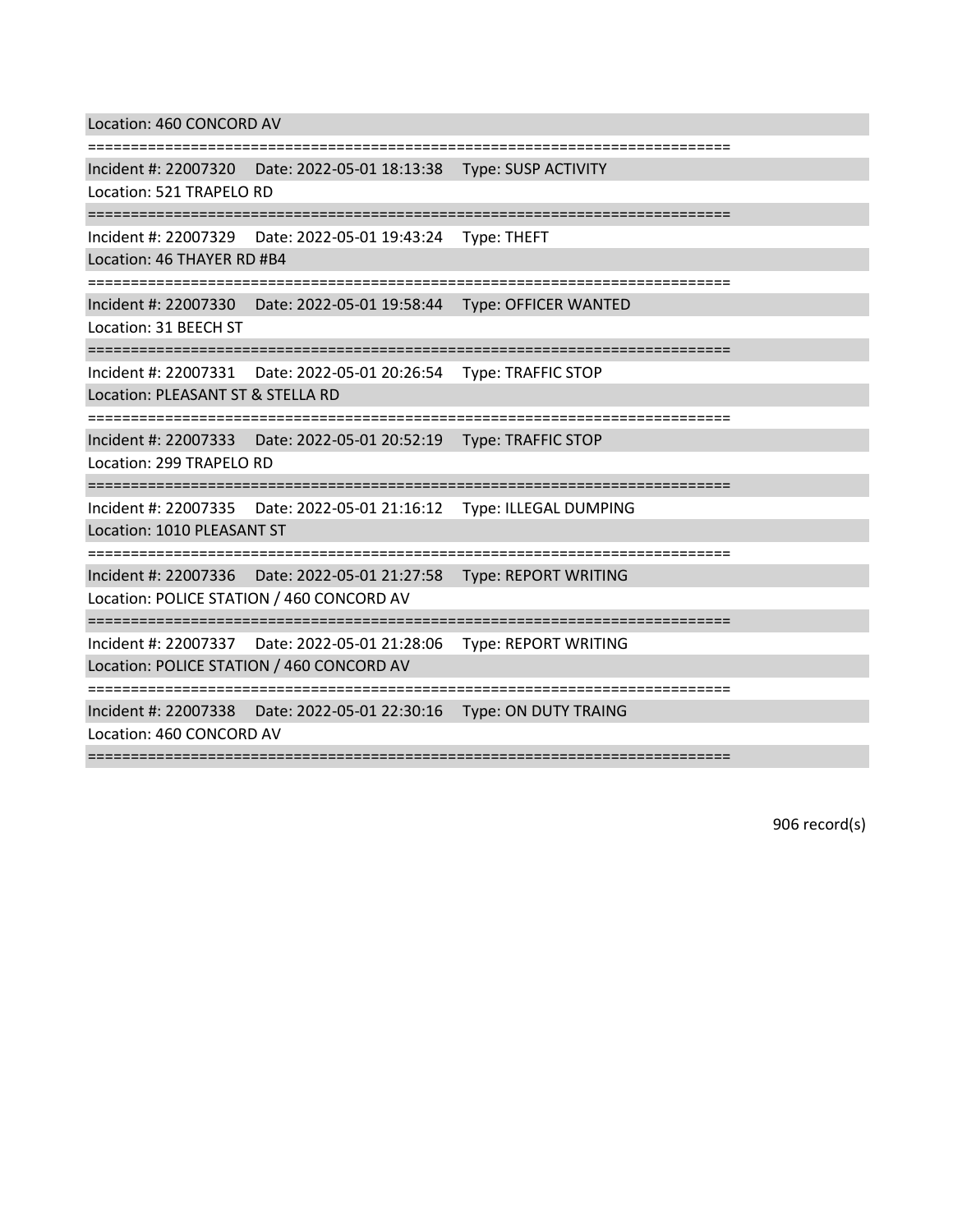Location: 460 CONCORD AV

===========================================================================

Incident #: 22007320 Date: 2022-05-01 18:13:38 Type: SUSP ACTIVITY

Location: 521 TRAPELO RD

===========================================================================

Incident #: 22007329 Date: 2022-05-01 19:43:24 Type: THEFT

Location: 46 THAYER RD #B4

===========================================================================

Incident #: 22007330 Date: 2022-05-01 19:58:44 Type: OFFICER WANTED

Location: 31 BEECH ST

===========================================================================

Incident #: 22007331 Date: 2022-05-01 20:26:54 Type: TRAFFIC STOP

Location: PLEASANT ST & STELLA RD

===========================================================================

Incident #: 22007333 Date: 2022-05-01 20:52:19 Type: TRAFFIC STOP

Location: 299 TRAPELO RD

===========================================================================

Incident #: 22007335 Date: 2022-05-01 21:16:12 Type: ILLEGAL DUMPING

Location: 1010 PLEASANT ST

===========================================================================

Incident #: 22007336 Date: 2022-05-01 21:27:58 Type: REPORT WRITING

Location: POLICE STATION / 460 CONCORD AV

===========================================================================

Incident #: 22007337 Date: 2022-05-01 21:28:06 Type: REPORT WRITING

Location: POLICE STATION / 460 CONCORD AV

===========================================================================

Incident #: 22007338 Date: 2022-05-01 22:30:16 Type: ON DUTY TRAING

Location: 460 CONCORD AV

===========================================================================

906 record(s)